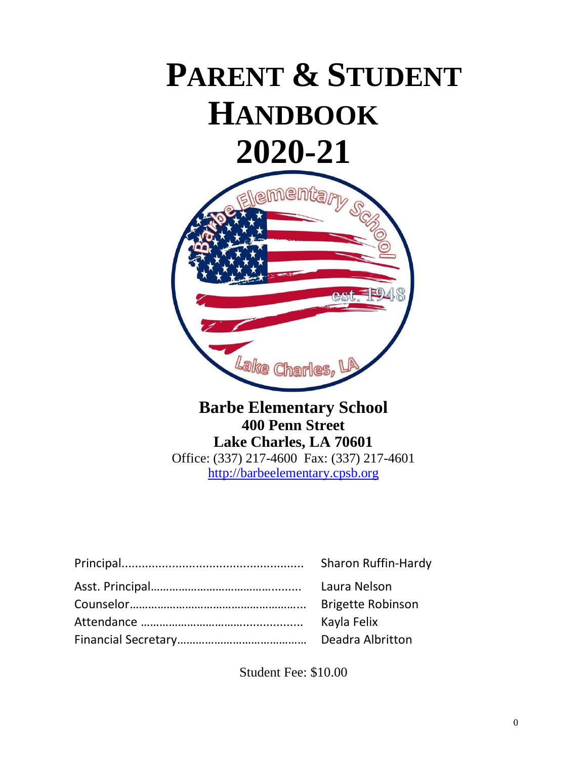# PARENT & STUDENT HANDBOOK 2020-21

**Barbe Elementary School**
**400 Penn Street**
**Lake Charles, LA 70601**
Office: (337) 217-4600 Fax: (337) 217-4601
http://barbeelementary.cpsb.org

| | |
|---|---|
| Principal | Sharon Ruffin-Hardy |
| Asst. Principal | Laura Nelson |
| Counselor | Brigette Robinson |
| Attendance | Kayla Felix |
| Financial Secretary | Deadra Albritton |

Student Fee: $10.00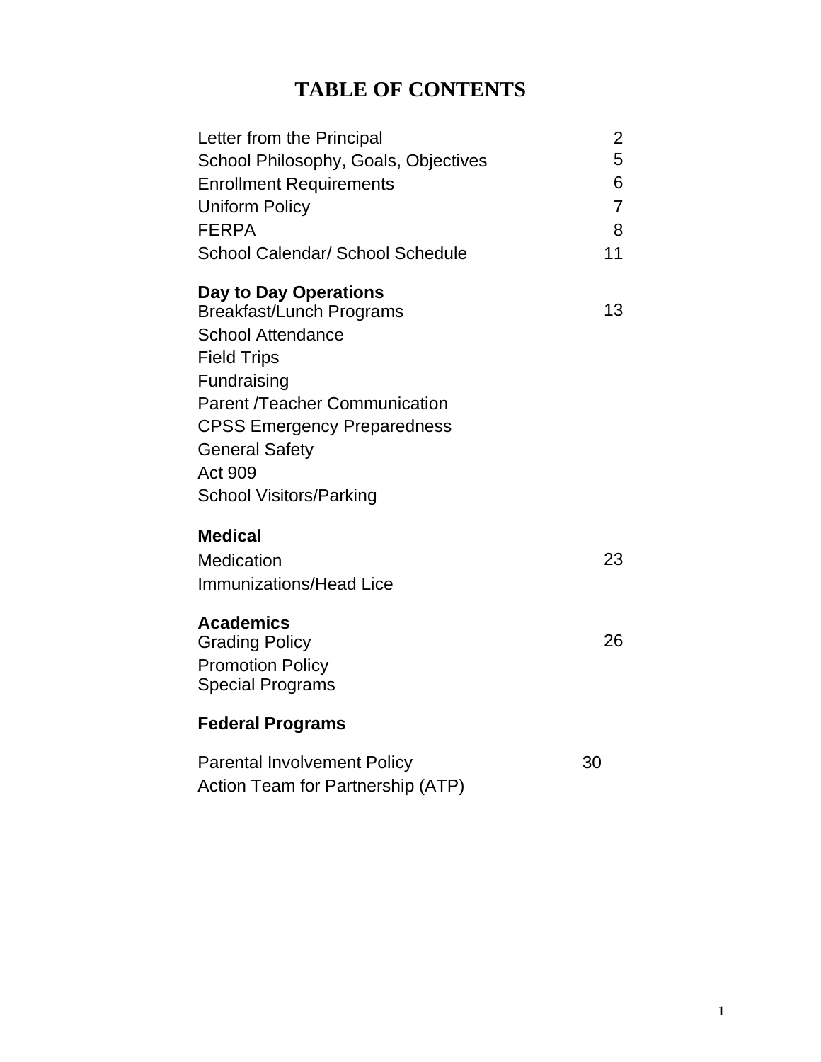# TABLE OF CONTENTS

| | |
|---|---|
| Letter from the Principal | 2 |
| School Philosophy, Goals, Objectives | 5 |
| Enrollment Requirements | 6 |
| Uniform Policy | 7 |
| FERPA | 8 |
| School Calendar/ School Schedule | 11 |
| **Day to Day Operations** | |
| Breakfast/Lunch Programs | 13 |
| School Attendance | |
| Field Trips | |
| Fundraising | |
| Parent /Teacher Communication | |
| CPSS Emergency Preparedness | |
| General Safety | |
| Act 909 | |
| School Visitors/Parking | |
| **Medical** | |
| Medication | 23 |
| Immunizations/Head Lice | |
| **Academics** | |
| Grading Policy | 26 |
| Promotion Policy | |
| Special Programs | |
| **Federal Programs** | |
| Parental Involvement Policy | 30 |
| Action Team for Partnership (ATP) | |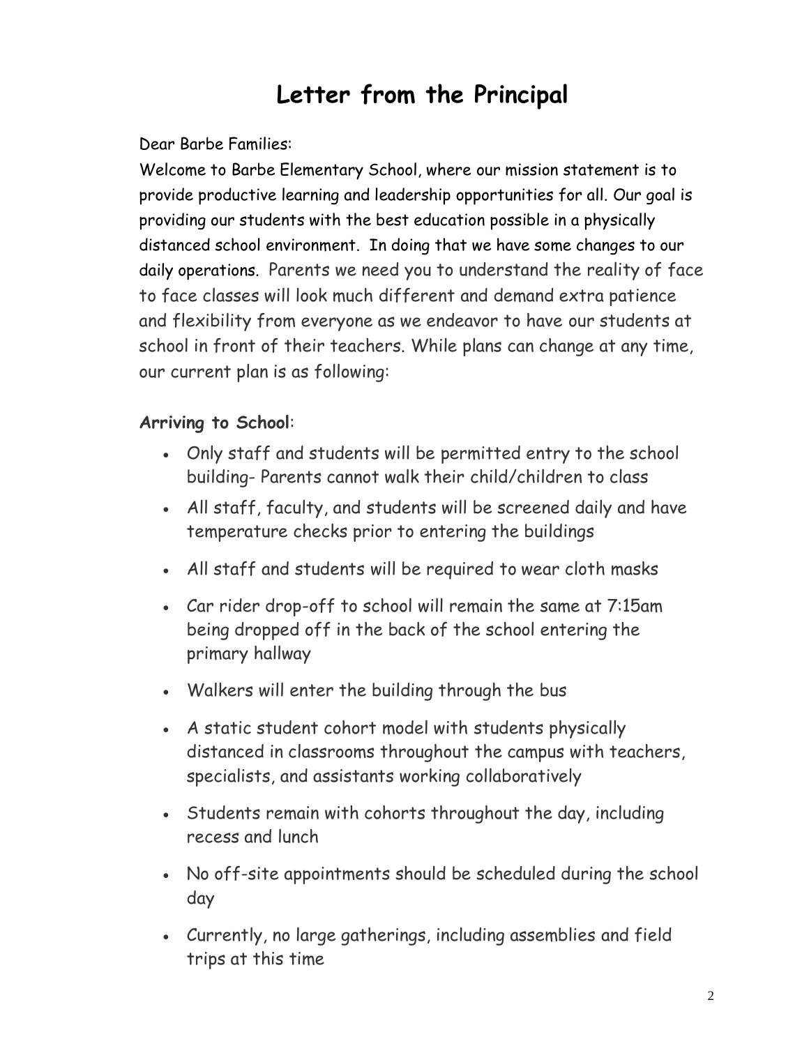# Letter from the Principal

Dear Barbe Families:

Welcome to Barbe Elementary School, where our mission statement is to provide productive learning and leadership opportunities for all. Our goal is providing our students with the best education possible in a physically distanced school environment. In doing that we have some changes to our daily operations. Parents we need you to understand the reality of face to face classes will look much different and demand extra patience and flexibility from everyone as we endeavor to have our students at school in front of their teachers. While plans can change at any time, our current plan is as following:

**Arriving to School**:

- Only staff and students will be permitted entry to the school building- Parents cannot walk their child/children to class
- All staff, faculty, and students will be screened daily and have temperature checks prior to entering the buildings
- All staff and students will be required to wear cloth masks
- Car rider drop-off to school will remain the same at 7:15am being dropped off in the back of the school entering the primary hallway
- Walkers will enter the building through the bus
- A static student cohort model with students physically distanced in classrooms throughout the campus with teachers, specialists, and assistants working collaboratively
- Students remain with cohorts throughout the day, including recess and lunch
- No off-site appointments should be scheduled during the school day
- Currently, no large gatherings, including assemblies and field trips at this time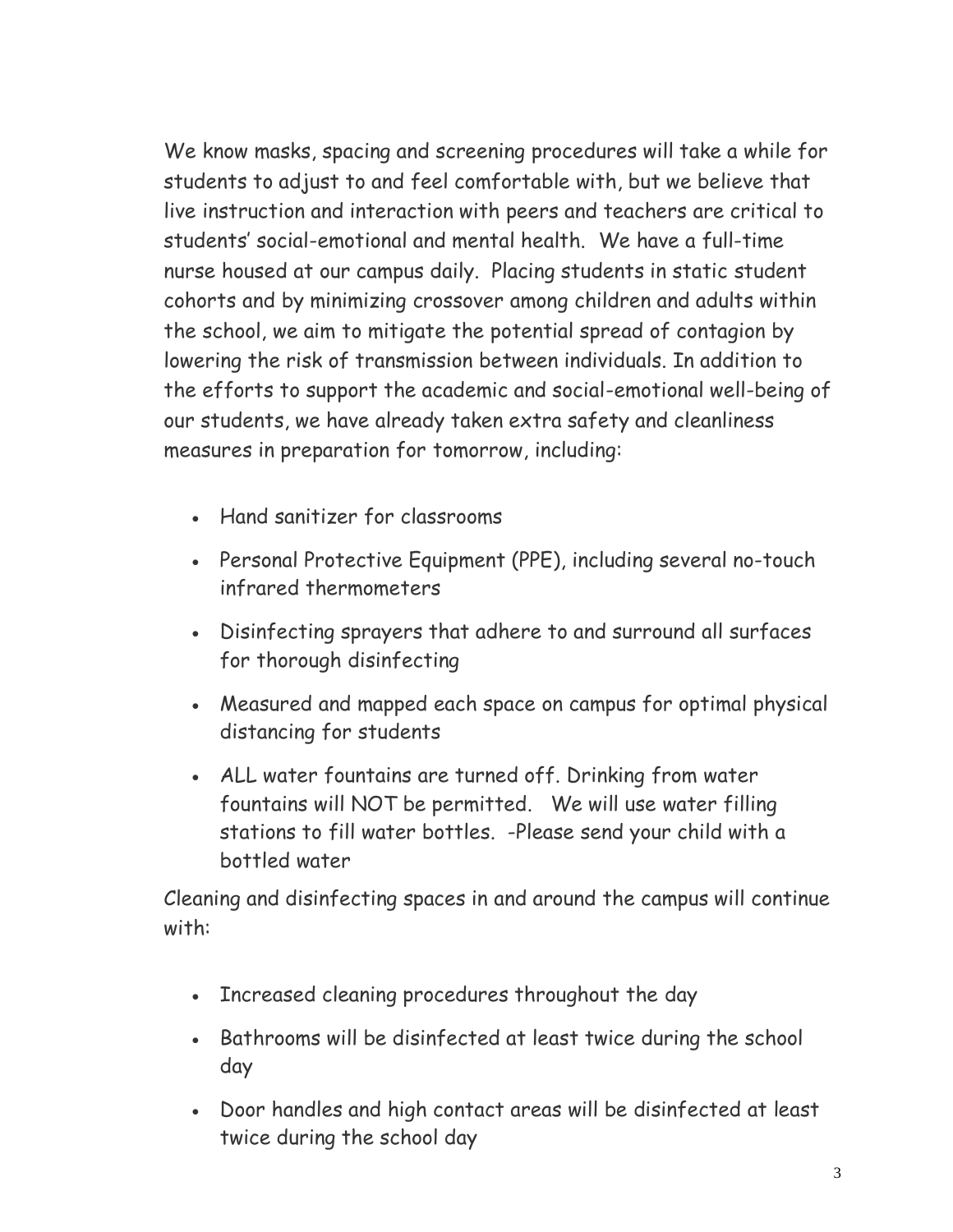We know masks, spacing and screening procedures will take a while for students to adjust to and feel comfortable with, but we believe that live instruction and interaction with peers and teachers are critical to students' social-emotional and mental health. We have a full-time nurse housed at our campus daily. Placing students in static student cohorts and by minimizing crossover among children and adults within the school, we aim to mitigate the potential spread of contagion by lowering the risk of transmission between individuals. In addition to the efforts to support the academic and social-emotional well-being of our students, we have already taken extra safety and cleanliness measures in preparation for tomorrow, including:

- Hand sanitizer for classrooms
- Personal Protective Equipment (PPE), including several no-touch infrared thermometers
- Disinfecting sprayers that adhere to and surround all surfaces for thorough disinfecting
- Measured and mapped each space on campus for optimal physical distancing for students
- ALL water fountains are turned off. Drinking from water fountains will NOT be permitted. We will use water filling stations to fill water bottles. -Please send your child with a bottled water

Cleaning and disinfecting spaces in and around the campus will continue with:

- Increased cleaning procedures throughout the day
- Bathrooms will be disinfected at least twice during the school day
- Door handles and high contact areas will be disinfected at least twice during the school day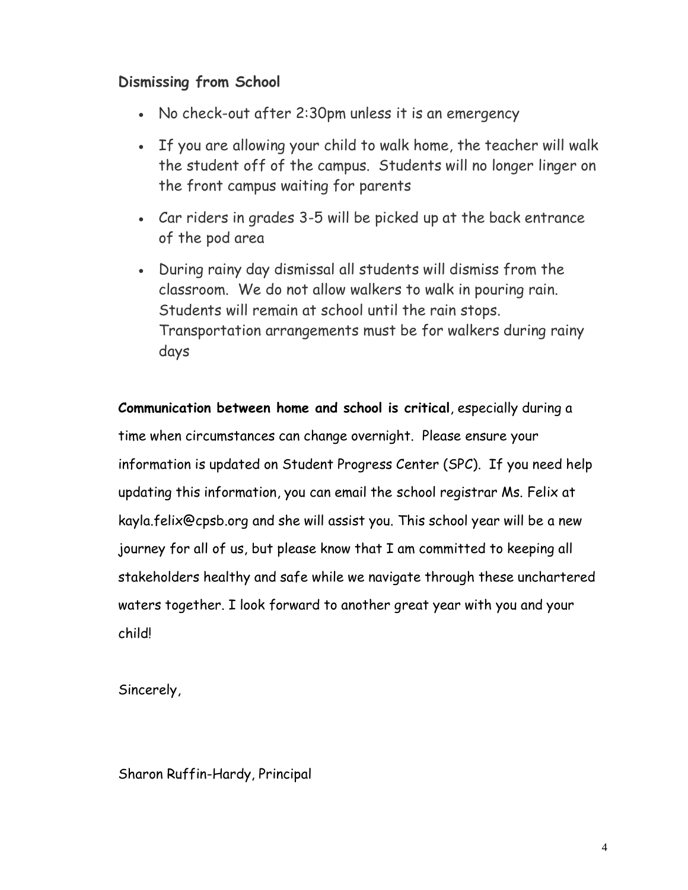**Dismissing from School**

- No check-out after 2:30pm unless it is an emergency
- If you are allowing your child to walk home, the teacher will walk the student off of the campus. Students will no longer linger on the front campus waiting for parents
- Car riders in grades 3-5 will be picked up at the back entrance of the pod area
- During rainy day dismissal all students will dismiss from the classroom. We do not allow walkers to walk in pouring rain. Students will remain at school until the rain stops. Transportation arrangements must be for walkers during rainy days

**Communication between home and school is critical**, especially during a time when circumstances can change overnight. Please ensure your information is updated on Student Progress Center (SPC). If you need help updating this information, you can email the school registrar Ms. Felix at kayla.felix@cpsb.org and she will assist you. This school year will be a new journey for all of us, but please know that I am committed to keeping all stakeholders healthy and safe while we navigate through these unchartered waters together. I look forward to another great year with you and your child!

Sincerely,

Sharon Ruffin-Hardy, Principal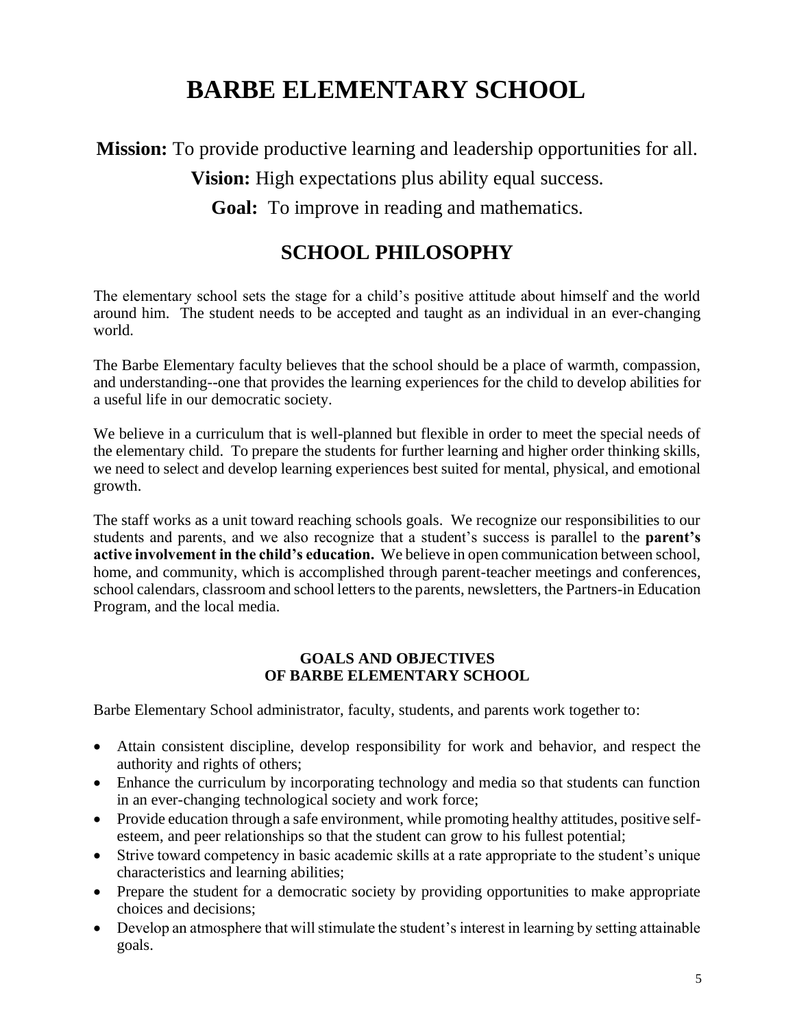# BARBE ELEMENTARY SCHOOL

**Mission:** To provide productive learning and leadership opportunities for all.

**Vision:** High expectations plus ability equal success.

**Goal:** To improve in reading and mathematics.

## SCHOOL PHILOSOPHY

The elementary school sets the stage for a child's positive attitude about himself and the world around him. The student needs to be accepted and taught as an individual in an ever-changing world.

The Barbe Elementary faculty believes that the school should be a place of warmth, compassion, and understanding--one that provides the learning experiences for the child to develop abilities for a useful life in our democratic society.

We believe in a curriculum that is well-planned but flexible in order to meet the special needs of the elementary child. To prepare the students for further learning and higher order thinking skills, we need to select and develop learning experiences best suited for mental, physical, and emotional growth.

The staff works as a unit toward reaching schools goals. We recognize our responsibilities to our students and parents, and we also recognize that a student's success is parallel to the **parent's active involvement in the child's education.** We believe in open communication between school, home, and community, which is accomplished through parent-teacher meetings and conferences, school calendars, classroom and school letters to the parents, newsletters, the Partners-in Education Program, and the local media.

### GOALS AND OBJECTIVES OF BARBE ELEMENTARY SCHOOL

Barbe Elementary School administrator, faculty, students, and parents work together to:

- Attain consistent discipline, develop responsibility for work and behavior, and respect the authority and rights of others;
- Enhance the curriculum by incorporating technology and media so that students can function in an ever-changing technological society and work force;
- Provide education through a safe environment, while promoting healthy attitudes, positive self-esteem, and peer relationships so that the student can grow to his fullest potential;
- Strive toward competency in basic academic skills at a rate appropriate to the student's unique characteristics and learning abilities;
- Prepare the student for a democratic society by providing opportunities to make appropriate choices and decisions;
- Develop an atmosphere that will stimulate the student's interest in learning by setting attainable goals.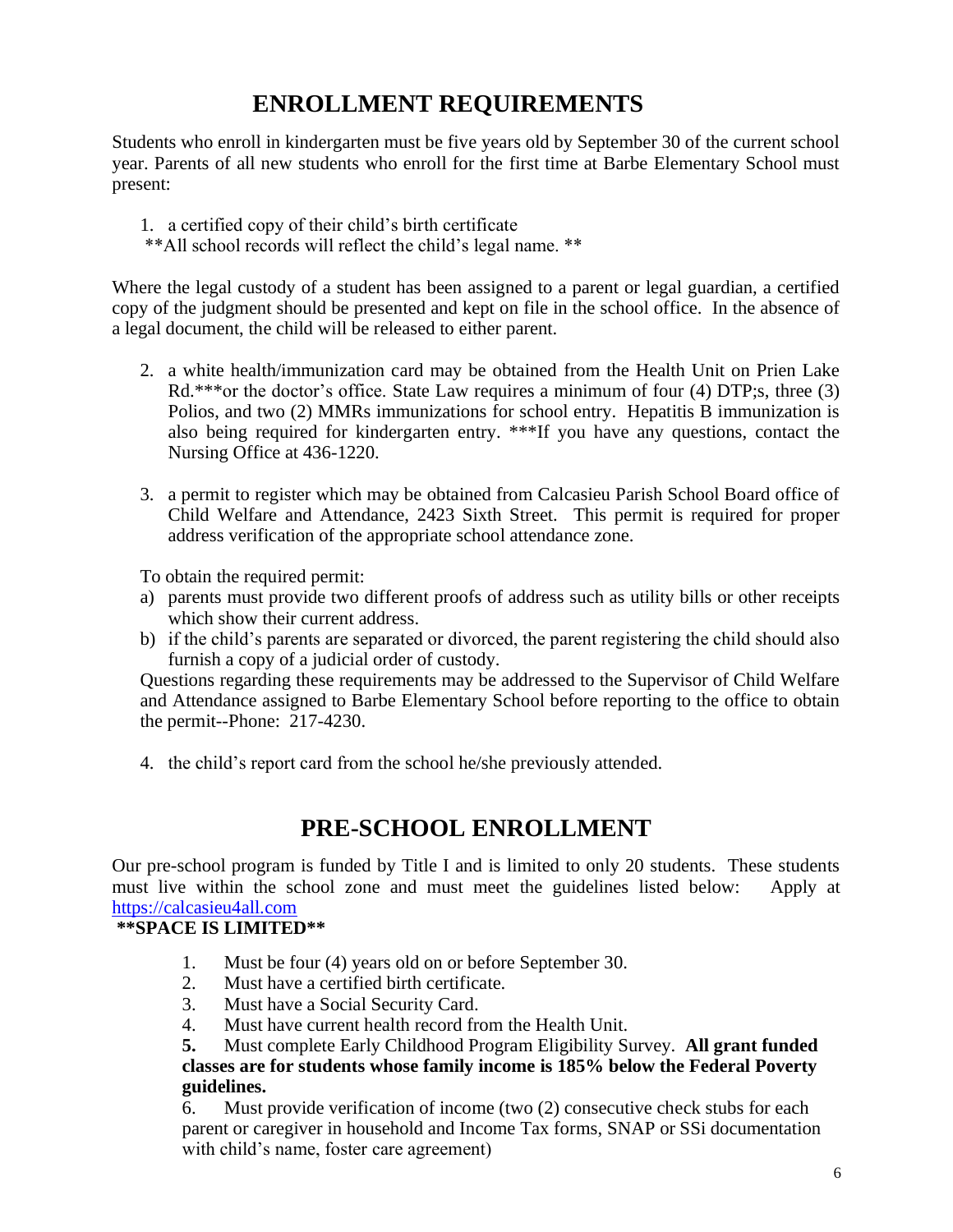# ENROLLMENT REQUIREMENTS

Students who enroll in kindergarten must be five years old by September 30 of the current school year. Parents of all new students who enroll for the first time at Barbe Elementary School must present:

1. a certified copy of their child's birth certificate

**All school records will reflect the child's legal name. **

Where the legal custody of a student has been assigned to a parent or legal guardian, a certified copy of the judgment should be presented and kept on file in the school office. In the absence of a legal document, the child will be released to either parent.

2. a white health/immunization card may be obtained from the Health Unit on Prien Lake Rd.***or the doctor's office. State Law requires a minimum of four (4) DTP;s, three (3) Polios, and two (2) MMRs immunizations for school entry. Hepatitis B immunization is also being required for kindergarten entry. ***If you have any questions, contact the Nursing Office at 436-1220.

3. a permit to register which may be obtained from Calcasieu Parish School Board office of Child Welfare and Attendance, 2423 Sixth Street. This permit is required for proper address verification of the appropriate school attendance zone.

   To obtain the required permit:

   a) parents must provide two different proofs of address such as utility bills or other receipts which show their current address.
   b) if the child's parents are separated or divorced, the parent registering the child should also furnish a copy of a judicial order of custody.

   Questions regarding these requirements may be addressed to the Supervisor of Child Welfare and Attendance assigned to Barbe Elementary School before reporting to the office to obtain the permit--Phone: 217-4230.

4. the child's report card from the school he/she previously attended.

# PRE-SCHOOL ENROLLMENT

Our pre-school program is funded by Title I and is limited to only 20 students. These students must live within the school zone and must meet the guidelines listed below: Apply at [https://calcasieu4all.com](https://calcasieu4all.com)

**\*\*SPACE IS LIMITED\*\***

1. Must be four (4) years old on or before September 30.
2. Must have a certified birth certificate.
3. Must have a Social Security Card.
4. Must have current health record from the Health Unit.
5. Must complete Early Childhood Program Eligibility Survey. **All grant funded classes are for students whose family income is 185% below the Federal Poverty guidelines.**
6. Must provide verification of income (two (2) consecutive check stubs for each parent or caregiver in household and Income Tax forms, SNAP or SSi documentation with child's name, foster care agreement)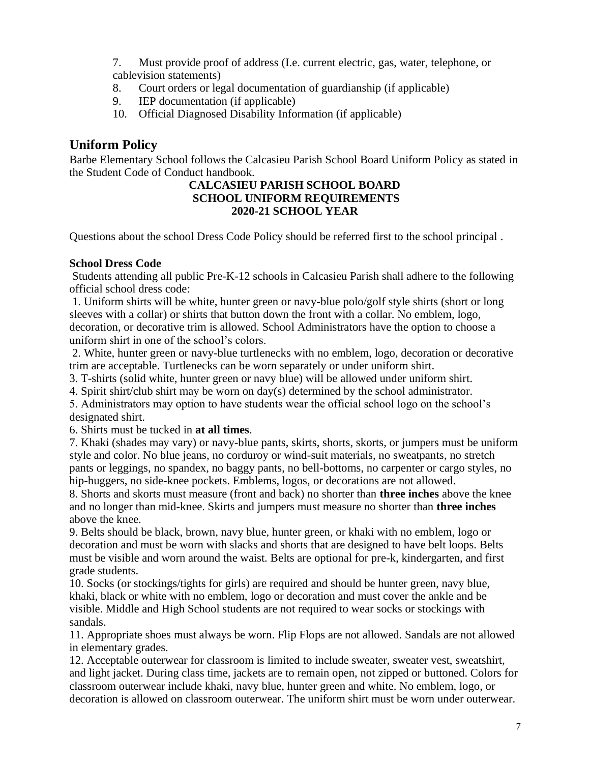7. Must provide proof of address (I.e. current electric, gas, water, telephone, or cablevision statements)
8. Court orders or legal documentation of guardianship (if applicable)
9. IEP documentation (if applicable)
10. Official Diagnosed Disability Information (if applicable)

## Uniform Policy

Barbe Elementary School follows the Calcasieu Parish School Board Uniform Policy as stated in the Student Code of Conduct handbook.

**CALCASIEU PARISH SCHOOL BOARD**
**SCHOOL UNIFORM REQUIREMENTS**
**2020-21 SCHOOL YEAR**

Questions about the school Dress Code Policy should be referred first to the school principal .

**School Dress Code**

Students attending all public Pre-K-12 schools in Calcasieu Parish shall adhere to the following official school dress code:

1. Uniform shirts will be white, hunter green or navy-blue polo/golf style shirts (short or long sleeves with a collar) or shirts that button down the front with a collar. No emblem, logo, decoration, or decorative trim is allowed. School Administrators have the option to choose a uniform shirt in one of the school's colors.
2. White, hunter green or navy-blue turtlenecks with no emblem, logo, decoration or decorative trim are acceptable. Turtlenecks can be worn separately or under uniform shirt.
3. T-shirts (solid white, hunter green or navy blue) will be allowed under uniform shirt.
4. Spirit shirt/club shirt may be worn on day(s) determined by the school administrator.
5. Administrators may option to have students wear the official school logo on the school's designated shirt.
6. Shirts must be tucked in **at all times**.
7. Khaki (shades may vary) or navy-blue pants, skirts, shorts, skorts, or jumpers must be uniform style and color. No blue jeans, no corduroy or wind-suit materials, no sweatpants, no stretch pants or leggings, no spandex, no baggy pants, no bell-bottoms, no carpenter or cargo styles, no hip-huggers, no side-knee pockets. Emblems, logos, or decorations are not allowed.
8. Shorts and skorts must measure (front and back) no shorter than **three inches** above the knee and no longer than mid-knee. Skirts and jumpers must measure no shorter than **three inches** above the knee.
9. Belts should be black, brown, navy blue, hunter green, or khaki with no emblem, logo or decoration and must be worn with slacks and shorts that are designed to have belt loops. Belts must be visible and worn around the waist. Belts are optional for pre-k, kindergarten, and first grade students.
10. Socks (or stockings/tights for girls) are required and should be hunter green, navy blue, khaki, black or white with no emblem, logo or decoration and must cover the ankle and be visible. Middle and High School students are not required to wear socks or stockings with sandals.
11. Appropriate shoes must always be worn. Flip Flops are not allowed. Sandals are not allowed in elementary grades.
12. Acceptable outerwear for classroom is limited to include sweater, sweater vest, sweatshirt, and light jacket. During class time, jackets are to remain open, not zipped or buttoned. Colors for classroom outerwear include khaki, navy blue, hunter green and white. No emblem, logo, or decoration is allowed on classroom outerwear. The uniform shirt must be worn under outerwear.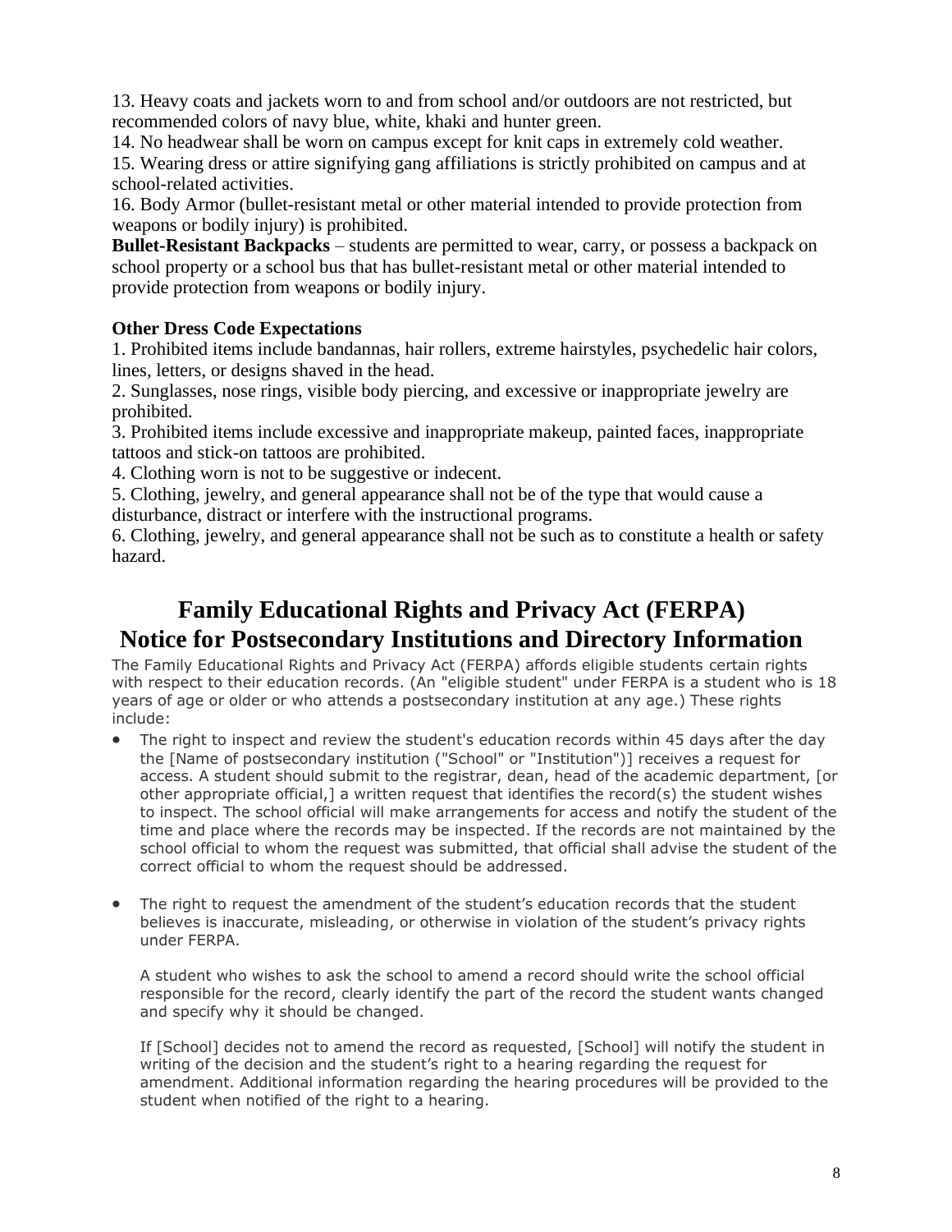13. Heavy coats and jackets worn to and from school and/or outdoors are not restricted, but recommended colors of navy blue, white, khaki and hunter green.
14. No headwear shall be worn on campus except for knit caps in extremely cold weather.
15. Wearing dress or attire signifying gang affiliations is strictly prohibited on campus and at school-related activities.
16. Body Armor (bullet-resistant metal or other material intended to provide protection from weapons or bodily injury) is prohibited.

**Bullet-Resistant Backpacks** – students are permitted to wear, carry, or possess a backpack on school property or a school bus that has bullet-resistant metal or other material intended to provide protection from weapons or bodily injury.

**Other Dress Code Expectations**

1. Prohibited items include bandannas, hair rollers, extreme hairstyles, psychedelic hair colors, lines, letters, or designs shaved in the head.
2. Sunglasses, nose rings, visible body piercing, and excessive or inappropriate jewelry are prohibited.
3. Prohibited items include excessive and inappropriate makeup, painted faces, inappropriate tattoos and stick-on tattoos are prohibited.
4. Clothing worn is not to be suggestive or indecent.
5. Clothing, jewelry, and general appearance shall not be of the type that would cause a disturbance, distract or interfere with the instructional programs.
6. Clothing, jewelry, and general appearance shall not be such as to constitute a health or safety hazard.

# Family Educational Rights and Privacy Act (FERPA) Notice for Postsecondary Institutions and Directory Information

The Family Educational Rights and Privacy Act (FERPA) affords eligible students certain rights with respect to their education records. (An "eligible student" under FERPA is a student who is 18 years of age or older or who attends a postsecondary institution at any age.) These rights include:

- The right to inspect and review the student's education records within 45 days after the day the [Name of postsecondary institution ("School" or "Institution")] receives a request for access. A student should submit to the registrar, dean, head of the academic department, [or other appropriate official,] a written request that identifies the record(s) the student wishes to inspect. The school official will make arrangements for access and notify the student of the time and place where the records may be inspected. If the records are not maintained by the school official to whom the request was submitted, that official shall advise the student of the correct official to whom the request should be addressed.

- The right to request the amendment of the student's education records that the student believes is inaccurate, misleading, or otherwise in violation of the student's privacy rights under FERPA.

  A student who wishes to ask the school to amend a record should write the school official responsible for the record, clearly identify the part of the record the student wants changed and specify why it should be changed.

  If [School] decides not to amend the record as requested, [School] will notify the student in writing of the decision and the student's right to a hearing regarding the request for amendment. Additional information regarding the hearing procedures will be provided to the student when notified of the right to a hearing.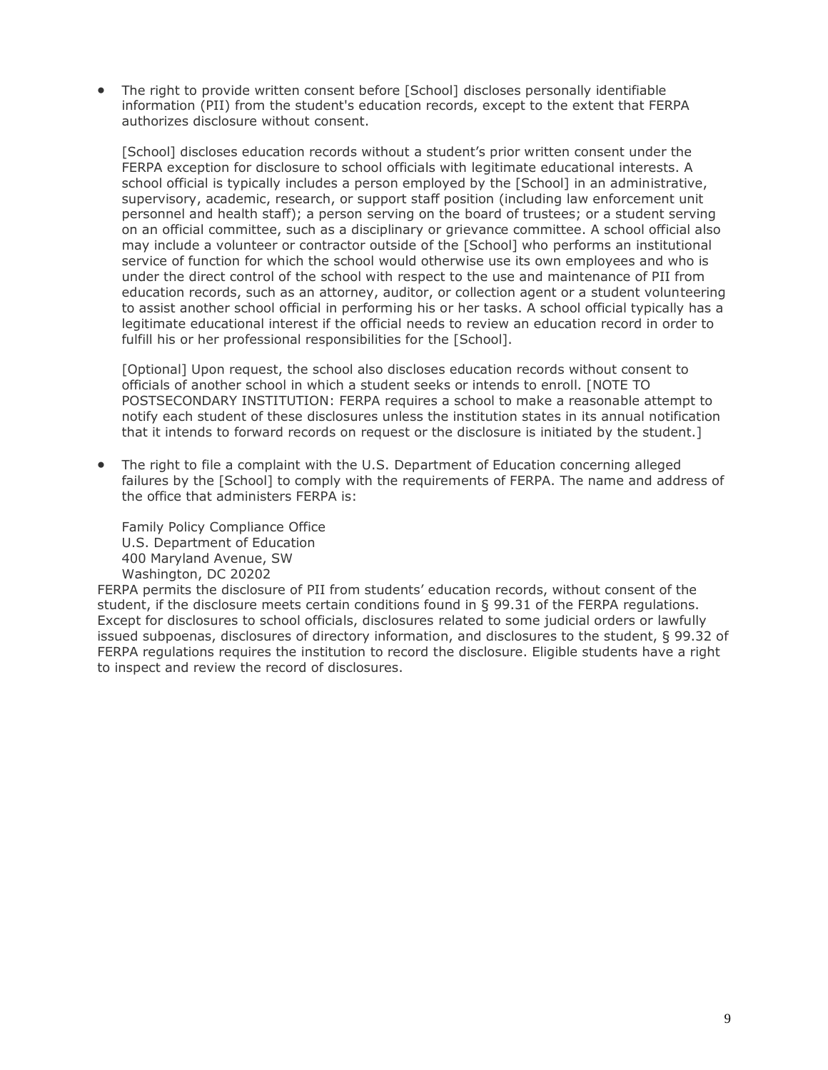- The right to provide written consent before [School] discloses personally identifiable information (PII) from the student's education records, except to the extent that FERPA authorizes disclosure without consent.

  [School] discloses education records without a student's prior written consent under the FERPA exception for disclosure to school officials with legitimate educational interests. A school official is typically includes a person employed by the [School] in an administrative, supervisory, academic, research, or support staff position (including law enforcement unit personnel and health staff); a person serving on the board of trustees; or a student serving on an official committee, such as a disciplinary or grievance committee. A school official also may include a volunteer or contractor outside of the [School] who performs an institutional service of function for which the school would otherwise use its own employees and who is under the direct control of the school with respect to the use and maintenance of PII from education records, such as an attorney, auditor, or collection agent or a student volunteering to assist another school official in performing his or her tasks. A school official typically has a legitimate educational interest if the official needs to review an education record in order to fulfill his or her professional responsibilities for the [School].

  [Optional] Upon request, the school also discloses education records without consent to officials of another school in which a student seeks or intends to enroll. [NOTE TO POSTSECONDARY INSTITUTION: FERPA requires a school to make a reasonable attempt to notify each student of these disclosures unless the institution states in its annual notification that it intends to forward records on request or the disclosure is initiated by the student.]

- The right to file a complaint with the U.S. Department of Education concerning alleged failures by the [School] to comply with the requirements of FERPA. The name and address of the office that administers FERPA is:

  Family Policy Compliance Office
  U.S. Department of Education
  400 Maryland Avenue, SW
  Washington, DC 20202

FERPA permits the disclosure of PII from students' education records, without consent of the student, if the disclosure meets certain conditions found in § 99.31 of the FERPA regulations. Except for disclosures to school officials, disclosures related to some judicial orders or lawfully issued subpoenas, disclosures of directory information, and disclosures to the student, § 99.32 of FERPA regulations requires the institution to record the disclosure. Eligible students have a right to inspect and review the record of disclosures.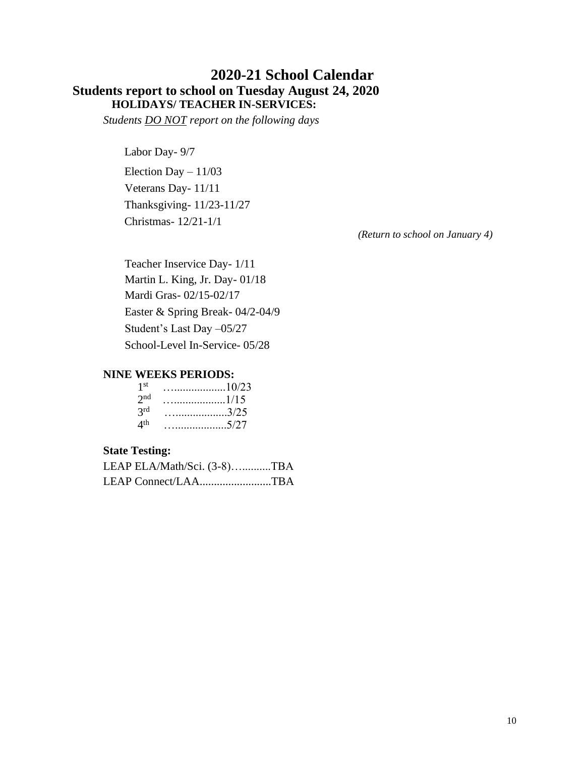# 2020-21 School Calendar

## Students report to school on Tuesday August 24, 2020

### HOLIDAYS/ TEACHER IN-SERVICES:

*Students DO NOT report on the following days*

Labor Day- 9/7

Election Day – 11/03

Veterans Day- 11/11

Thanksgiving- 11/23-11/27

Christmas- 12/21-1/1

*(Return to school on January 4)*

Teacher Inservice Day- 1/11

Martin L. King, Jr. Day- 01/18

Mardi Gras- 02/15-02/17

Easter & Spring Break- 04/2-04/9

Student's Last Day –05/27

School-Level In-Service- 05/28

**NINE WEEKS PERIODS:**

1st …..................10/23

2nd …..................1/15

3rd …..................3/25

4th …..................5/27

**State Testing:**

LEAP ELA/Math/Sci. (3-8)…..........TBA

LEAP Connect/LAA.........................TBA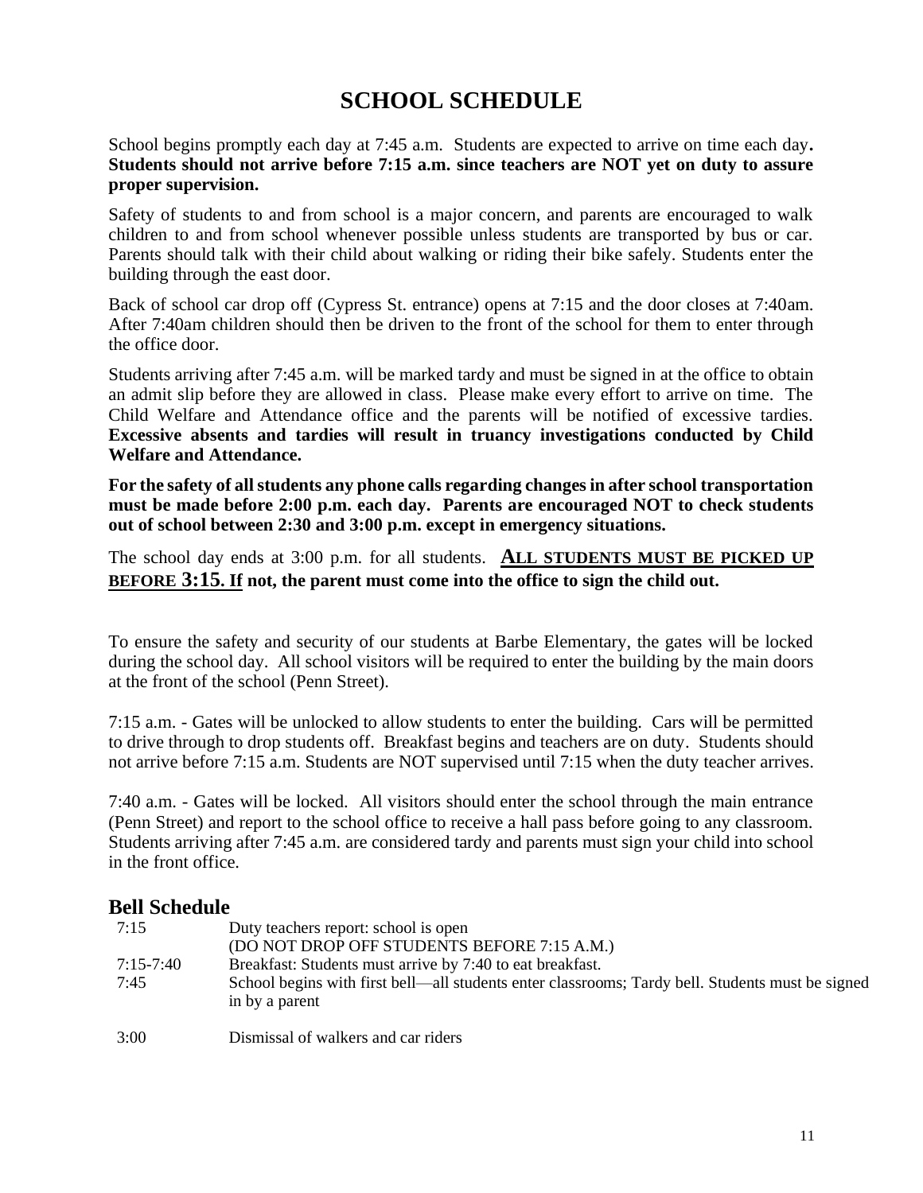# SCHOOL SCHEDULE

School begins promptly each day at 7:45 a.m. Students are expected to arrive on time each day**. Students should not arrive before 7:15 a.m. since teachers are NOT yet on duty to assure proper supervision.**

Safety of students to and from school is a major concern, and parents are encouraged to walk children to and from school whenever possible unless students are transported by bus or car. Parents should talk with their child about walking or riding their bike safely. Students enter the building through the east door.

Back of school car drop off (Cypress St. entrance) opens at 7:15 and the door closes at 7:40am. After 7:40am children should then be driven to the front of the school for them to enter through the office door.

Students arriving after 7:45 a.m. will be marked tardy and must be signed in at the office to obtain an admit slip before they are allowed in class. Please make every effort to arrive on time. The Child Welfare and Attendance office and the parents will be notified of excessive tardies. **Excessive absents and tardies will result in truancy investigations conducted by Child Welfare and Attendance.**

**For the safety of all students any phone calls regarding changes in after school transportation must be made before 2:00 p.m. each day. Parents are encouraged NOT to check students out of school between 2:30 and 3:00 p.m. except in emergency situations.**

The school day ends at 3:00 p.m. for all students. **ALL STUDENTS MUST BE PICKED UP BEFORE 3:15. If not, the parent must come into the office to sign the child out.**

To ensure the safety and security of our students at Barbe Elementary, the gates will be locked during the school day. All school visitors will be required to enter the building by the main doors at the front of the school (Penn Street).

7:15 a.m. - Gates will be unlocked to allow students to enter the building. Cars will be permitted to drive through to drop students off. Breakfast begins and teachers are on duty. Students should not arrive before 7:15 a.m. Students are NOT supervised until 7:15 when the duty teacher arrives.

7:40 a.m. - Gates will be locked. All visitors should enter the school through the main entrance (Penn Street) and report to the school office to receive a hall pass before going to any classroom. Students arriving after 7:45 a.m. are considered tardy and parents must sign your child into school in the front office.

## Bell Schedule

| Time | Event |
|---|---|
| 7:15 | Duty teachers report: school is open (DO NOT DROP OFF STUDENTS BEFORE 7:15 A.M.) |
| 7:15-7:40 | Breakfast: Students must arrive by 7:40 to eat breakfast. |
| 7:45 | School begins with first bell—all students enter classrooms; Tardy bell. Students must be signed in by a parent |
| 3:00 | Dismissal of walkers and car riders |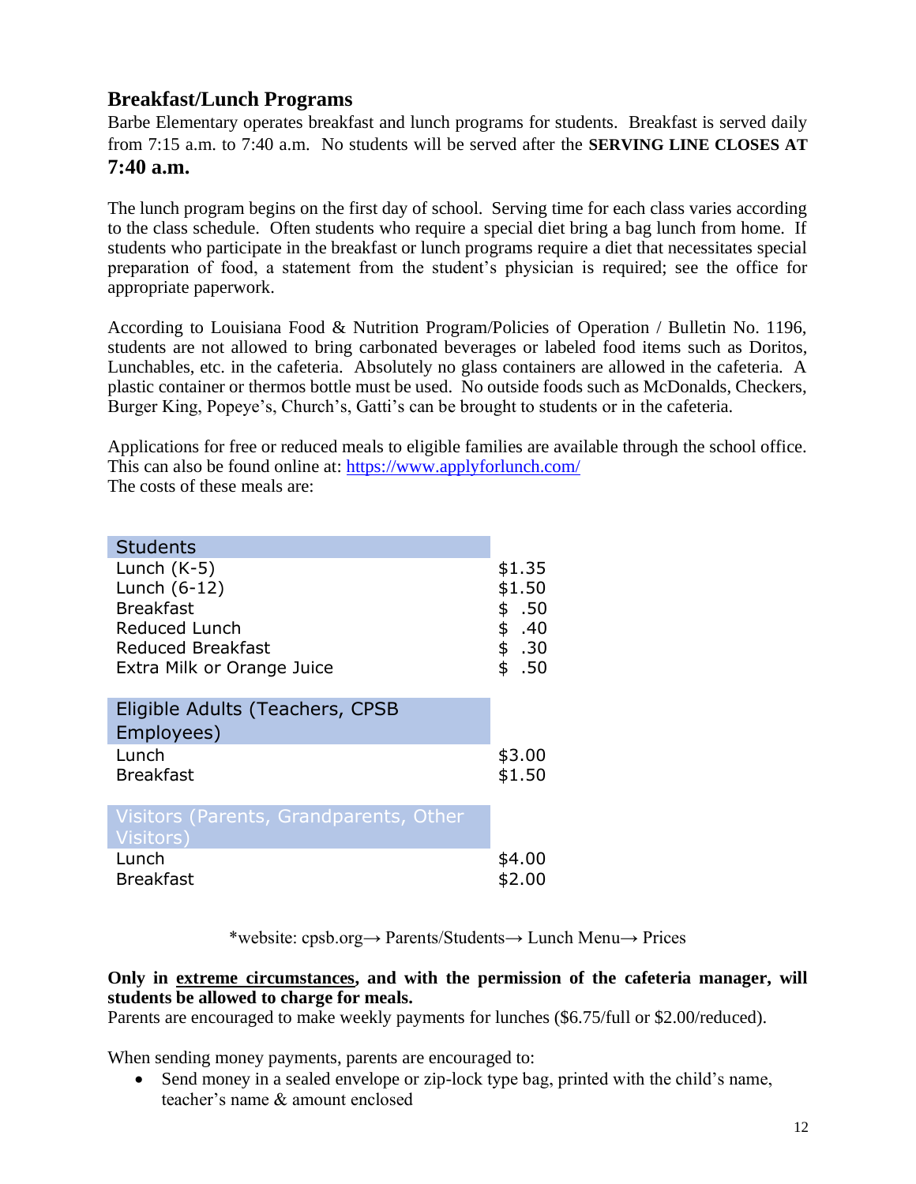## Breakfast/Lunch Programs

Barbe Elementary operates breakfast and lunch programs for students. Breakfast is served daily from 7:15 a.m. to 7:40 a.m. No students will be served after the **SERVING LINE CLOSES AT 7:40 a.m.**

The lunch program begins on the first day of school. Serving time for each class varies according to the class schedule. Often students who require a special diet bring a bag lunch from home. If students who participate in the breakfast or lunch programs require a diet that necessitates special preparation of food, a statement from the student's physician is required; see the office for appropriate paperwork.

According to Louisiana Food & Nutrition Program/Policies of Operation / Bulletin No. 1196, students are not allowed to bring carbonated beverages or labeled food items such as Doritos, Lunchables, etc. in the cafeteria. Absolutely no glass containers are allowed in the cafeteria. A plastic container or thermos bottle must be used. No outside foods such as McDonalds, Checkers, Burger King, Popeye's, Church's, Gatti's can be brought to students or in the cafeteria.

Applications for free or reduced meals to eligible families are available through the school office. This can also be found online at: https://www.applyforlunch.com/
The costs of these meals are:

| Students | |
|---|---|
| Lunch (K-5) | $1.35 |
| Lunch (6-12) | $1.50 |
| Breakfast | $ .50 |
| Reduced Lunch | $ .40 |
| Reduced Breakfast | $ .30 |
| Extra Milk or Orange Juice | $ .50 |
| **Eligible Adults (Teachers, CPSB Employees)** | |
| Lunch | $3.00 |
| Breakfast | $1.50 |
| **Visitors (Parents, Grandparents, Other Visitors)** | |
| Lunch | $4.00 |
| Breakfast | $2.00 |

*website: cpsb.org→ Parents/Students→ Lunch Menu→ Prices

**Only in <u>extreme circumstances</u>, and with the permission of the cafeteria manager, will students be allowed to charge for meals.**
Parents are encouraged to make weekly payments for lunches ($6.75/full or $2.00/reduced).

When sending money payments, parents are encouraged to:

- Send money in a sealed envelope or zip-lock type bag, printed with the child's name, teacher's name & amount enclosed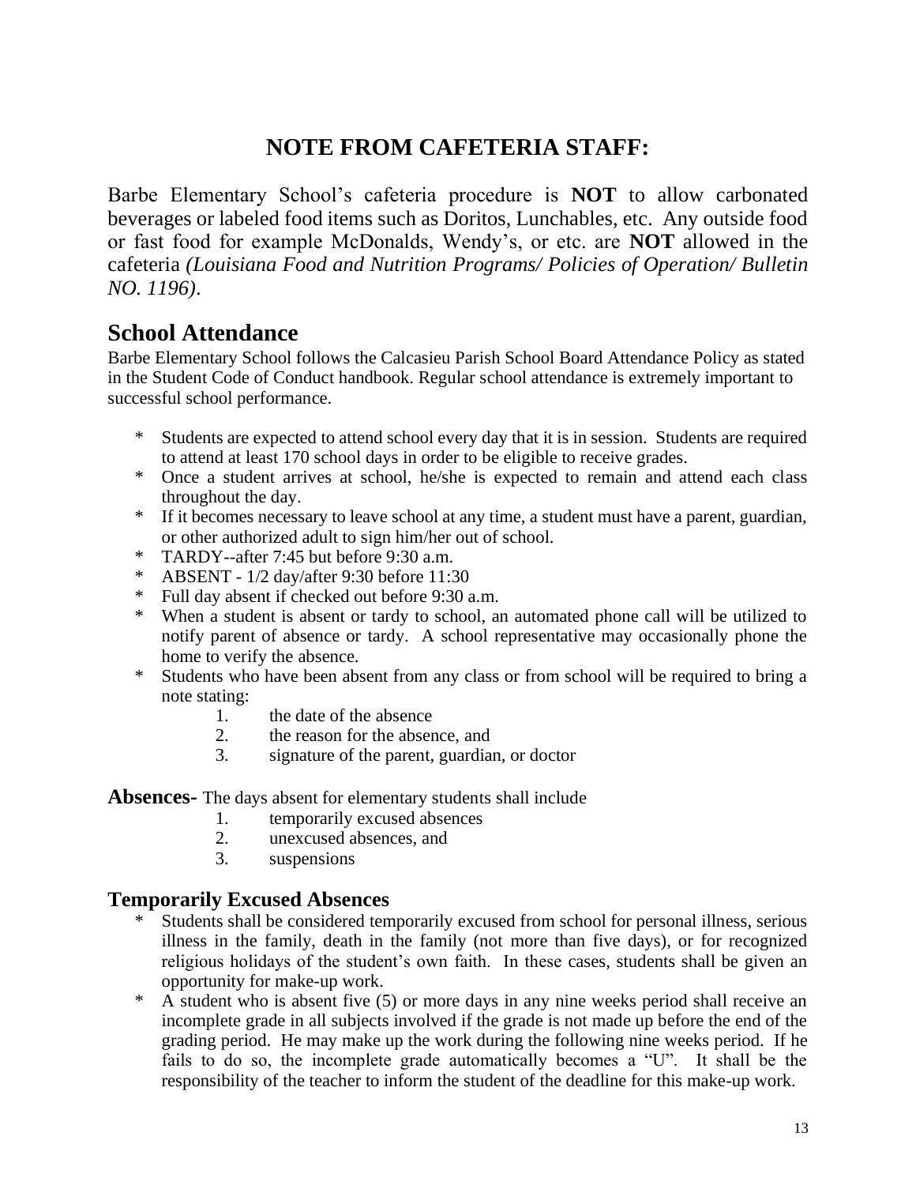## NOTE FROM CAFETERIA STAFF:

Barbe Elementary School's cafeteria procedure is **NOT** to allow carbonated beverages or labeled food items such as Doritos, Lunchables, etc. Any outside food or fast food for example McDonalds, Wendy's, or etc. are **NOT** allowed in the cafeteria *(Louisiana Food and Nutrition Programs/ Policies of Operation/ Bulletin NO. 1196)*.

## School Attendance

Barbe Elementary School follows the Calcasieu Parish School Board Attendance Policy as stated in the Student Code of Conduct handbook. Regular school attendance is extremely important to successful school performance.

- Students are expected to attend school every day that it is in session. Students are required to attend at least 170 school days in order to be eligible to receive grades.
- Once a student arrives at school, he/she is expected to remain and attend each class throughout the day.
- If it becomes necessary to leave school at any time, a student must have a parent, guardian, or other authorized adult to sign him/her out of school.
- TARDY--after 7:45 but before 9:30 a.m.
- ABSENT - 1/2 day/after 9:30 before 11:30
- Full day absent if checked out before 9:30 a.m.
- When a student is absent or tardy to school, an automated phone call will be utilized to notify parent of absence or tardy. A school representative may occasionally phone the home to verify the absence.
- Students who have been absent from any class or from school will be required to bring a note stating:
    1. the date of the absence
    2. the reason for the absence, and
    3. signature of the parent, guardian, or doctor

**Absences-** The days absent for elementary students shall include

1. temporarily excused absences
2. unexcused absences, and
3. suspensions

### Temporarily Excused Absences

- Students shall be considered temporarily excused from school for personal illness, serious illness in the family, death in the family (not more than five days), or for recognized religious holidays of the student's own faith. In these cases, students shall be given an opportunity for make-up work.
- A student who is absent five (5) or more days in any nine weeks period shall receive an incomplete grade in all subjects involved if the grade is not made up before the end of the grading period. He may make up the work during the following nine weeks period. If he fails to do so, the incomplete grade automatically becomes a "U". It shall be the responsibility of the teacher to inform the student of the deadline for this make-up work.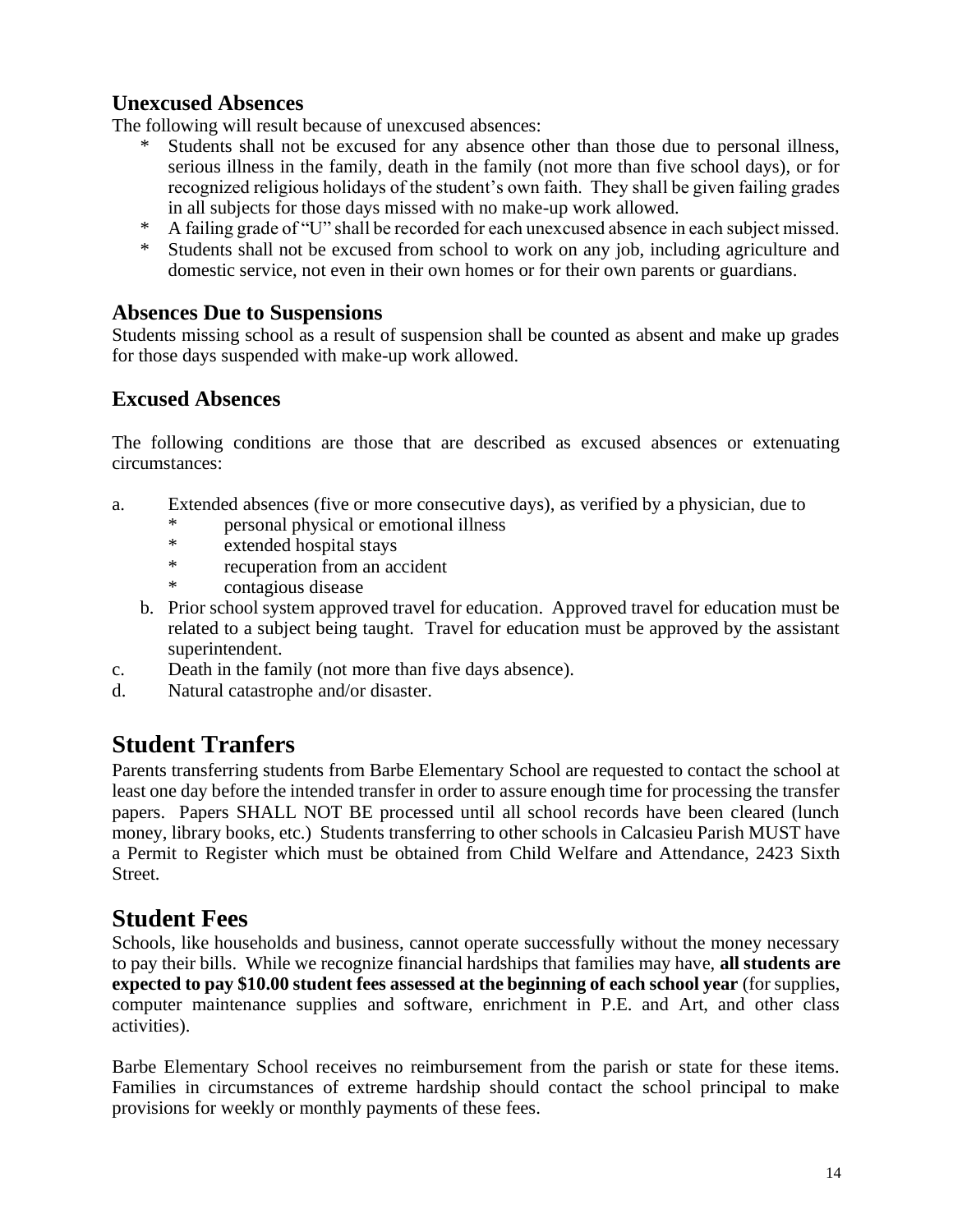### Unexcused Absences

The following will result because of unexcused absences:

* Students shall not be excused for any absence other than those due to personal illness, serious illness in the family, death in the family (not more than five school days), or for recognized religious holidays of the student's own faith. They shall be given failing grades in all subjects for those days missed with no make-up work allowed.
* A failing grade of "U" shall be recorded for each unexcused absence in each subject missed.
* Students shall not be excused from school to work on any job, including agriculture and domestic service, not even in their own homes or for their own parents or guardians.

### Absences Due to Suspensions

Students missing school as a result of suspension shall be counted as absent and make up grades for those days suspended with make-up work allowed.

### Excused Absences

The following conditions are those that are described as excused absences or extenuating circumstances:

a. Extended absences (five or more consecutive days), as verified by a physician, due to
   * personal physical or emotional illness
   * extended hospital stays
   * recuperation from an accident
   * contagious disease

b. Prior school system approved travel for education. Approved travel for education must be related to a subject being taught. Travel for education must be approved by the assistant superintendent.

c. Death in the family (not more than five days absence).

d. Natural catastrophe and/or disaster.

## Student Tranfers

Parents transferring students from Barbe Elementary School are requested to contact the school at least one day before the intended transfer in order to assure enough time for processing the transfer papers. Papers SHALL NOT BE processed until all school records have been cleared (lunch money, library books, etc.) Students transferring to other schools in Calcasieu Parish MUST have a Permit to Register which must be obtained from Child Welfare and Attendance, 2423 Sixth Street.

## Student Fees

Schools, like households and business, cannot operate successfully without the money necessary to pay their bills. While we recognize financial hardships that families may have, **all students are expected to pay $10.00 student fees assessed at the beginning of each school year** (for supplies, computer maintenance supplies and software, enrichment in P.E. and Art, and other class activities).

Barbe Elementary School receives no reimbursement from the parish or state for these items. Families in circumstances of extreme hardship should contact the school principal to make provisions for weekly or monthly payments of these fees.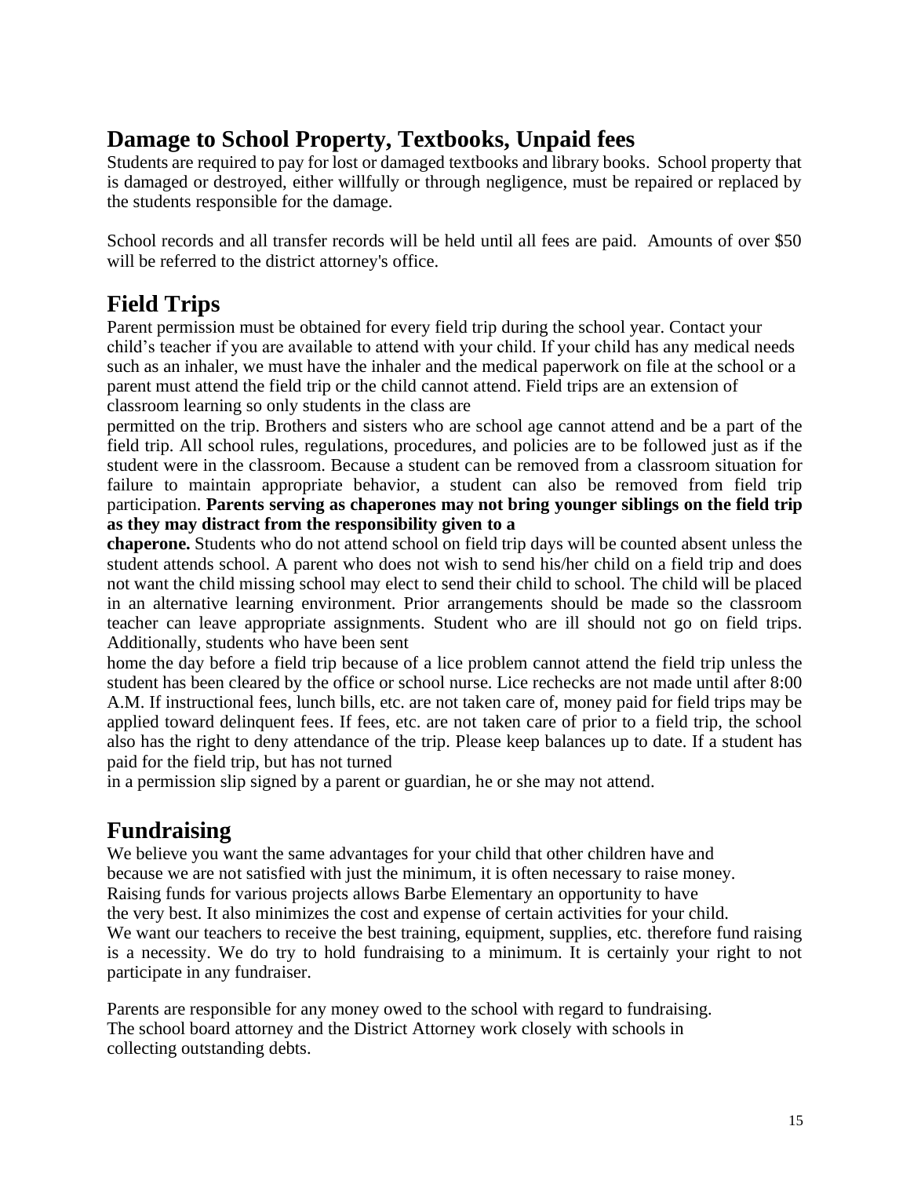## Damage to School Property, Textbooks, Unpaid fees

Students are required to pay for lost or damaged textbooks and library books. School property that is damaged or destroyed, either willfully or through negligence, must be repaired or replaced by the students responsible for the damage.

School records and all transfer records will be held until all fees are paid. Amounts of over $50 will be referred to the district attorney's office.

## Field Trips

Parent permission must be obtained for every field trip during the school year. Contact your child's teacher if you are available to attend with your child. If your child has any medical needs such as an inhaler, we must have the inhaler and the medical paperwork on file at the school or a parent must attend the field trip or the child cannot attend. Field trips are an extension of classroom learning so only students in the class are permitted on the trip. Brothers and sisters who are school age cannot attend and be a part of the field trip. All school rules, regulations, procedures, and policies are to be followed just as if the student were in the classroom. Because a student can be removed from a classroom situation for failure to maintain appropriate behavior, a student can also be removed from field trip participation. **Parents serving as chaperones may not bring younger siblings on the field trip as they may distract from the responsibility given to a chaperone.** Students who do not attend school on field trip days will be counted absent unless the student attends school. A parent who does not wish to send his/her child on a field trip and does not want the child missing school may elect to send their child to school. The child will be placed in an alternative learning environment. Prior arrangements should be made so the classroom teacher can leave appropriate assignments. Student who are ill should not go on field trips. Additionally, students who have been sent home the day before a field trip because of a lice problem cannot attend the field trip unless the student has been cleared by the office or school nurse. Lice rechecks are not made until after 8:00 A.M. If instructional fees, lunch bills, etc. are not taken care of, money paid for field trips may be applied toward delinquent fees. If fees, etc. are not taken care of prior to a field trip, the school also has the right to deny attendance of the trip. Please keep balances up to date. If a student has paid for the field trip, but has not turned in a permission slip signed by a parent or guardian, he or she may not attend.

## Fundraising

We believe you want the same advantages for your child that other children have and because we are not satisfied with just the minimum, it is often necessary to raise money. Raising funds for various projects allows Barbe Elementary an opportunity to have the very best. It also minimizes the cost and expense of certain activities for your child. We want our teachers to receive the best training, equipment, supplies, etc. therefore fund raising is a necessity. We do try to hold fundraising to a minimum. It is certainly your right to not participate in any fundraiser.

Parents are responsible for any money owed to the school with regard to fundraising. The school board attorney and the District Attorney work closely with schools in collecting outstanding debts.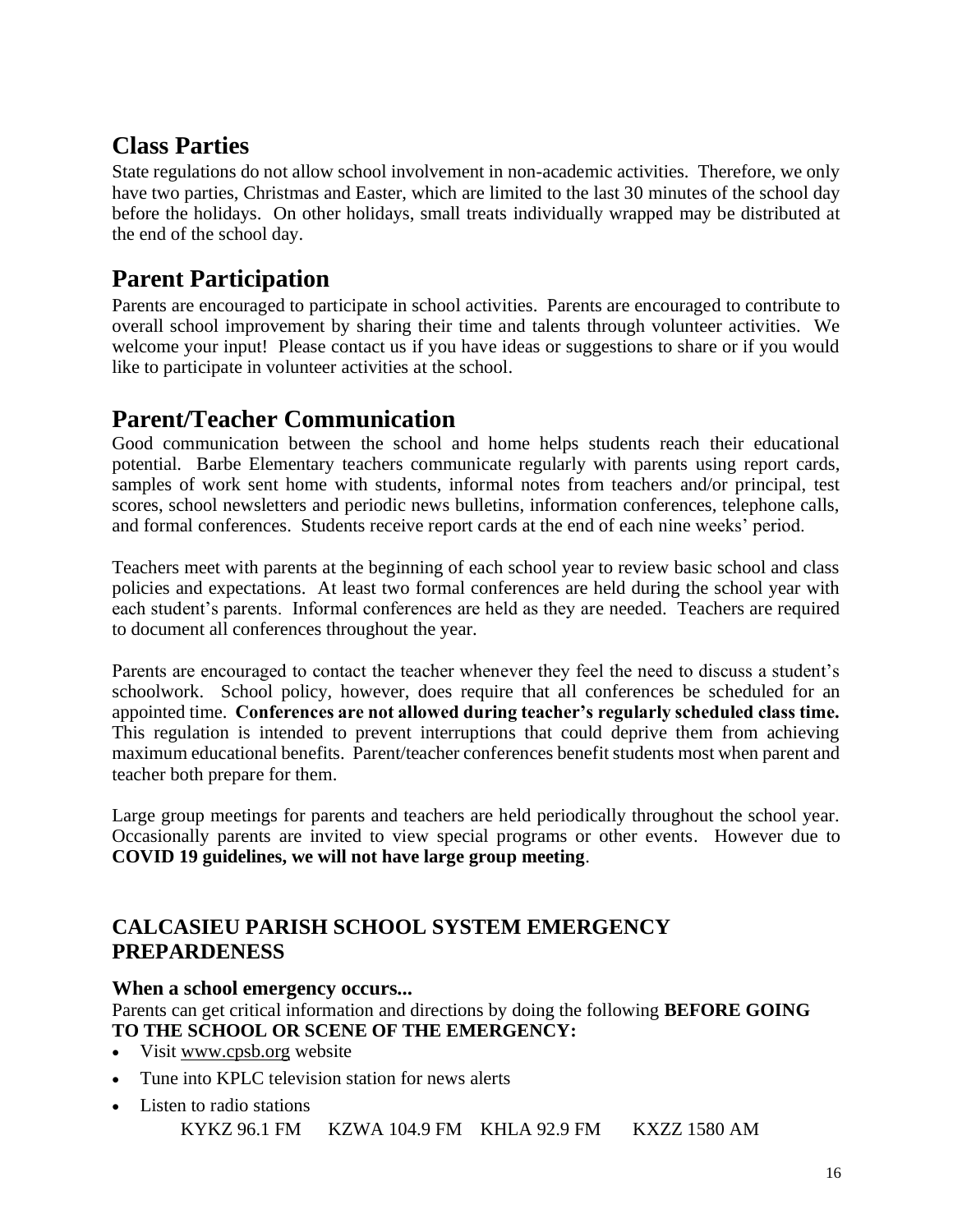## Class Parties

State regulations do not allow school involvement in non-academic activities. Therefore, we only have two parties, Christmas and Easter, which are limited to the last 30 minutes of the school day before the holidays. On other holidays, small treats individually wrapped may be distributed at the end of the school day.

## Parent Participation

Parents are encouraged to participate in school activities. Parents are encouraged to contribute to overall school improvement by sharing their time and talents through volunteer activities. We welcome your input! Please contact us if you have ideas or suggestions to share or if you would like to participate in volunteer activities at the school.

## Parent/Teacher Communication

Good communication between the school and home helps students reach their educational potential. Barbe Elementary teachers communicate regularly with parents using report cards, samples of work sent home with students, informal notes from teachers and/or principal, test scores, school newsletters and periodic news bulletins, information conferences, telephone calls, and formal conferences. Students receive report cards at the end of each nine weeks' period.

Teachers meet with parents at the beginning of each school year to review basic school and class policies and expectations. At least two formal conferences are held during the school year with each student's parents. Informal conferences are held as they are needed. Teachers are required to document all conferences throughout the year.

Parents are encouraged to contact the teacher whenever they feel the need to discuss a student's schoolwork. School policy, however, does require that all conferences be scheduled for an appointed time. **Conferences are not allowed during teacher's regularly scheduled class time.** This regulation is intended to prevent interruptions that could deprive them from achieving maximum educational benefits. Parent/teacher conferences benefit students most when parent and teacher both prepare for them.

Large group meetings for parents and teachers are held periodically throughout the school year. Occasionally parents are invited to view special programs or other events. However due to **COVID 19 guidelines, we will not have large group meeting**.

### CALCASIEU PARISH SCHOOL SYSTEM EMERGENCY PREPARDENESS

**When a school emergency occurs...**

Parents can get critical information and directions by doing the following **BEFORE GOING TO THE SCHOOL OR SCENE OF THE EMERGENCY:**

- Visit www.cpsb.org website
- Tune into KPLC television station for news alerts
- Listen to radio stations

  KYKZ 96.1 FM  KZWA 104.9 FM  KHLA 92.9 FM  KXZZ 1580 AM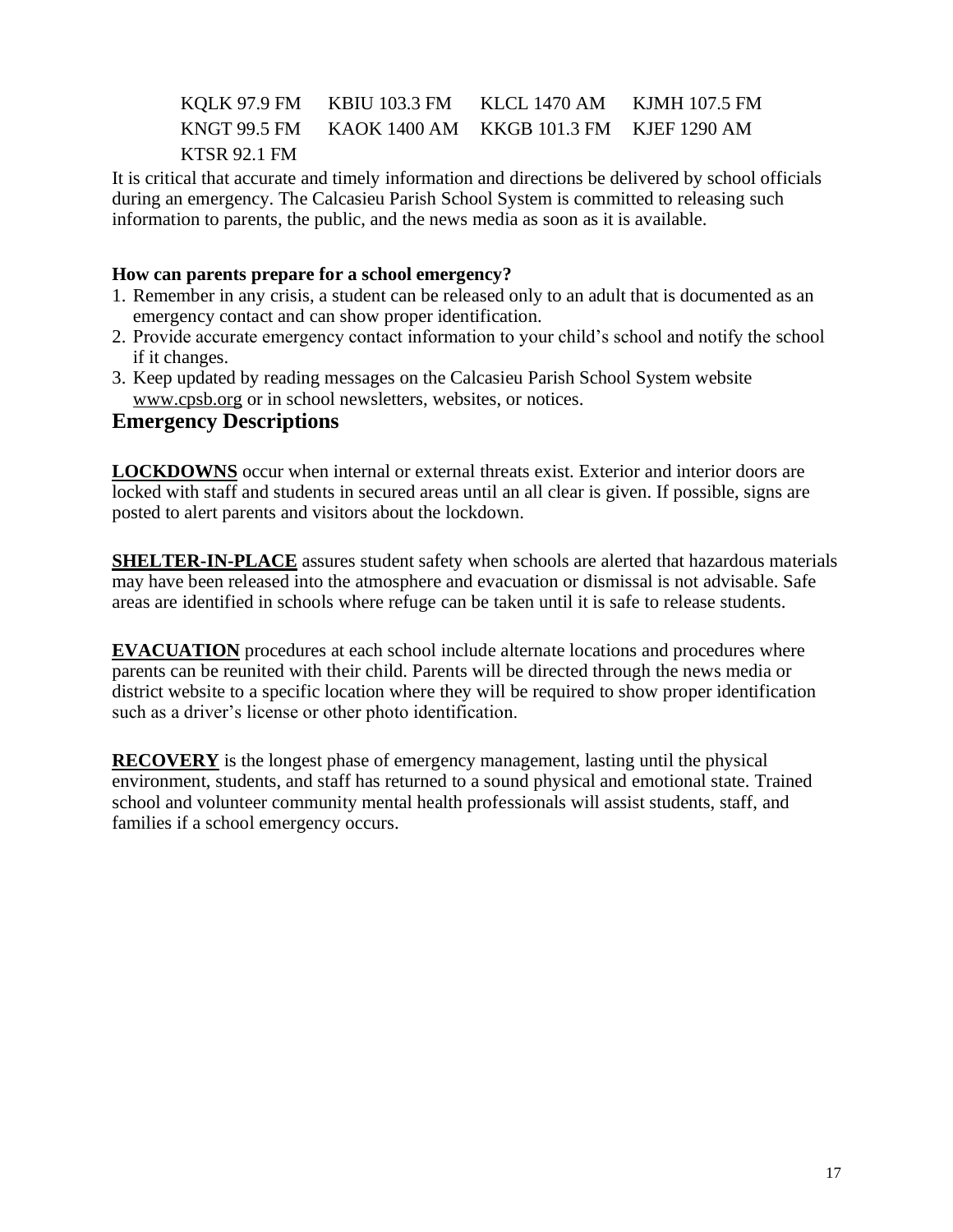| | | | |
|---|---|---|---|
| KQLK 97.9 FM | KBIU 103.3 FM | KLCL 1470 AM | KJMH 107.5 FM |
| KNGT 99.5 FM | KAOK 1400 AM | KKGB 101.3 FM | KJEF 1290 AM |
| KTSR 92.1 FM | | | |

It is critical that accurate and timely information and directions be delivered by school officials during an emergency. The Calcasieu Parish School System is committed to releasing such information to parents, the public, and the news media as soon as it is available.

**How can parents prepare for a school emergency?**

1. Remember in any crisis, a student can be released only to an adult that is documented as an emergency contact and can show proper identification.
2. Provide accurate emergency contact information to your child's school and notify the school if it changes.
3. Keep updated by reading messages on the Calcasieu Parish School System website www.cpsb.org or in school newsletters, websites, or notices.

## Emergency Descriptions

**LOCKDOWNS** occur when internal or external threats exist. Exterior and interior doors are locked with staff and students in secured areas until an all clear is given. If possible, signs are posted to alert parents and visitors about the lockdown.

**SHELTER-IN-PLACE** assures student safety when schools are alerted that hazardous materials may have been released into the atmosphere and evacuation or dismissal is not advisable. Safe areas are identified in schools where refuge can be taken until it is safe to release students.

**EVACUATION** procedures at each school include alternate locations and procedures where parents can be reunited with their child. Parents will be directed through the news media or district website to a specific location where they will be required to show proper identification such as a driver's license or other photo identification.

**RECOVERY** is the longest phase of emergency management, lasting until the physical environment, students, and staff has returned to a sound physical and emotional state. Trained school and volunteer community mental health professionals will assist students, staff, and families if a school emergency occurs.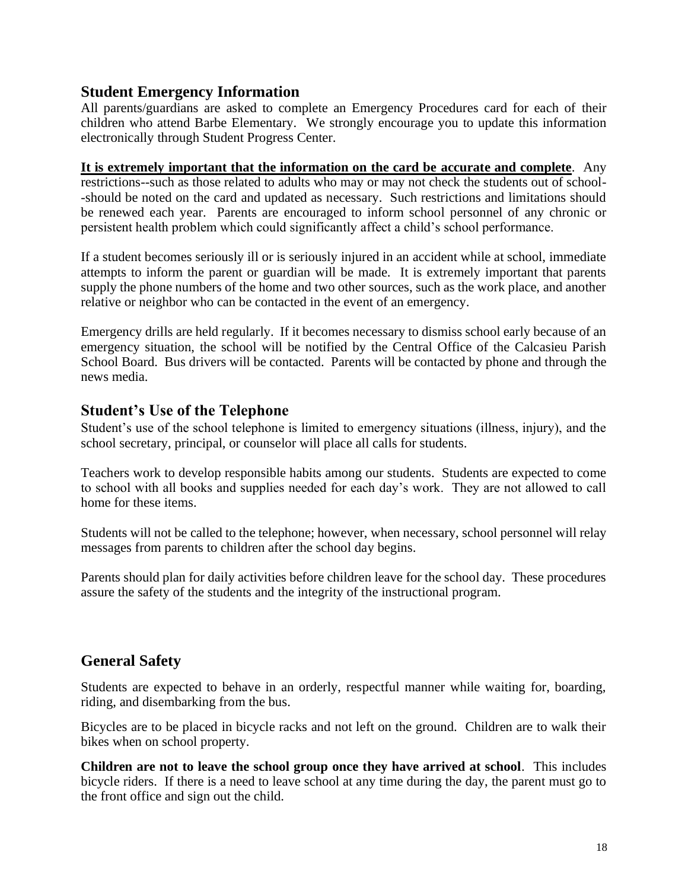## Student Emergency Information

All parents/guardians are asked to complete an Emergency Procedures card for each of their children who attend Barbe Elementary. We strongly encourage you to update this information electronically through Student Progress Center.

**<u>It is extremely important that the information on the card be accurate and complete</u>**. Any restrictions--such as those related to adults who may or may not check the students out of school--should be noted on the card and updated as necessary. Such restrictions and limitations should be renewed each year. Parents are encouraged to inform school personnel of any chronic or persistent health problem which could significantly affect a child's school performance.

If a student becomes seriously ill or is seriously injured in an accident while at school, immediate attempts to inform the parent or guardian will be made. It is extremely important that parents supply the phone numbers of the home and two other sources, such as the work place, and another relative or neighbor who can be contacted in the event of an emergency.

Emergency drills are held regularly. If it becomes necessary to dismiss school early because of an emergency situation, the school will be notified by the Central Office of the Calcasieu Parish School Board. Bus drivers will be contacted. Parents will be contacted by phone and through the news media.

## Student's Use of the Telephone

Student's use of the school telephone is limited to emergency situations (illness, injury), and the school secretary, principal, or counselor will place all calls for students.

Teachers work to develop responsible habits among our students. Students are expected to come to school with all books and supplies needed for each day's work. They are not allowed to call home for these items.

Students will not be called to the telephone; however, when necessary, school personnel will relay messages from parents to children after the school day begins.

Parents should plan for daily activities before children leave for the school day. These procedures assure the safety of the students and the integrity of the instructional program.

## General Safety

Students are expected to behave in an orderly, respectful manner while waiting for, boarding, riding, and disembarking from the bus.

Bicycles are to be placed in bicycle racks and not left on the ground. Children are to walk their bikes when on school property.

**Children are not to leave the school group once they have arrived at school**. This includes bicycle riders. If there is a need to leave school at any time during the day, the parent must go to the front office and sign out the child.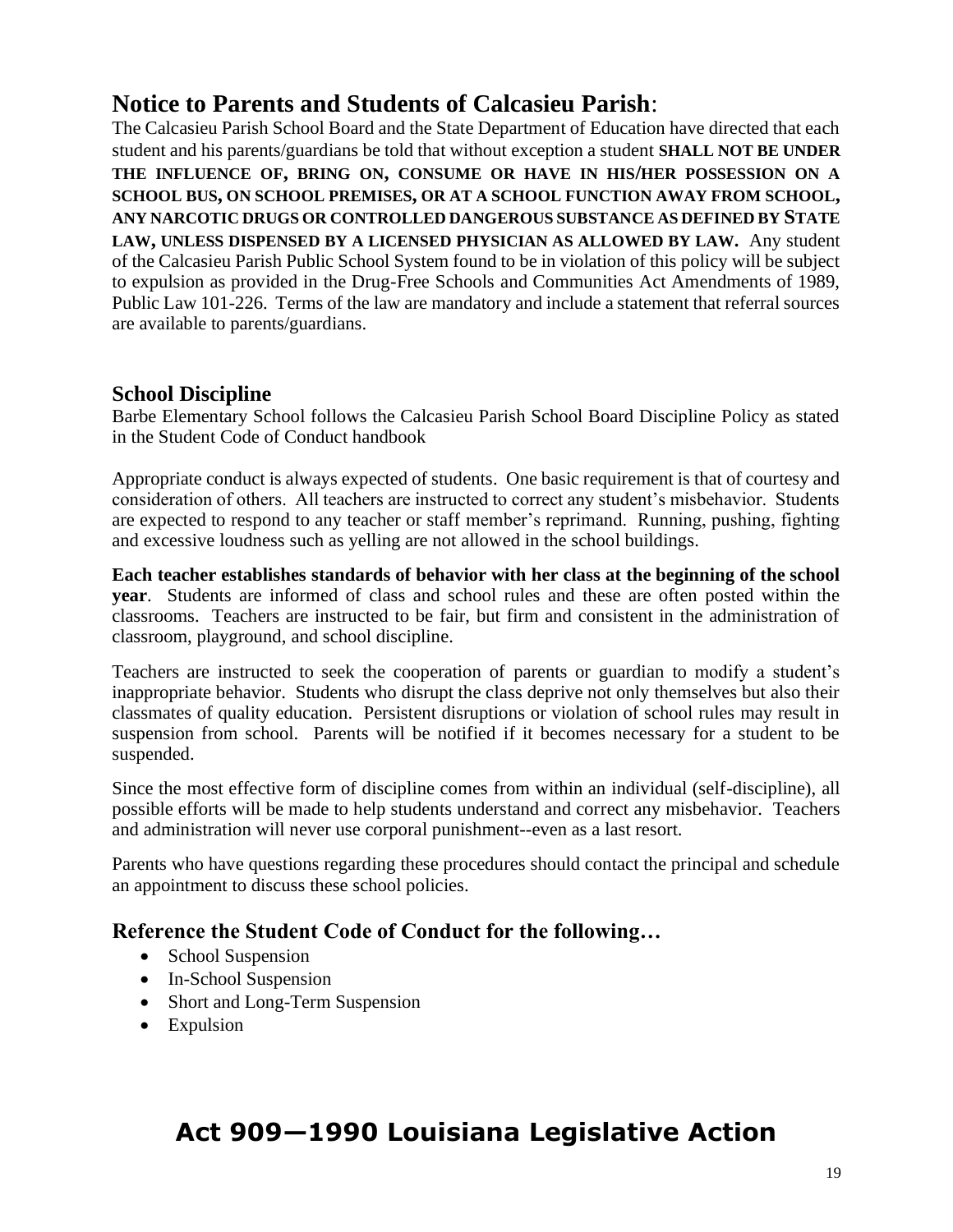## Notice to Parents and Students of Calcasieu Parish:

The Calcasieu Parish School Board and the State Department of Education have directed that each student and his parents/guardians be told that without exception a student **SHALL NOT BE UNDER THE INFLUENCE OF, BRING ON, CONSUME OR HAVE IN HIS/HER POSSESSION ON A SCHOOL BUS, ON SCHOOL PREMISES, OR AT A SCHOOL FUNCTION AWAY FROM SCHOOL, ANY NARCOTIC DRUGS OR CONTROLLED DANGEROUS SUBSTANCE AS DEFINED BY STATE LAW, UNLESS DISPENSED BY A LICENSED PHYSICIAN AS ALLOWED BY LAW.** Any student of the Calcasieu Parish Public School System found to be in violation of this policy will be subject to expulsion as provided in the Drug-Free Schools and Communities Act Amendments of 1989, Public Law 101-226. Terms of the law are mandatory and include a statement that referral sources are available to parents/guardians.

### School Discipline

Barbe Elementary School follows the Calcasieu Parish School Board Discipline Policy as stated in the Student Code of Conduct handbook

Appropriate conduct is always expected of students. One basic requirement is that of courtesy and consideration of others. All teachers are instructed to correct any student's misbehavior. Students are expected to respond to any teacher or staff member's reprimand. Running, pushing, fighting and excessive loudness such as yelling are not allowed in the school buildings.

**Each teacher establishes standards of behavior with her class at the beginning of the school year**. Students are informed of class and school rules and these are often posted within the classrooms. Teachers are instructed to be fair, but firm and consistent in the administration of classroom, playground, and school discipline.

Teachers are instructed to seek the cooperation of parents or guardian to modify a student's inappropriate behavior. Students who disrupt the class deprive not only themselves but also their classmates of quality education. Persistent disruptions or violation of school rules may result in suspension from school. Parents will be notified if it becomes necessary for a student to be suspended.

Since the most effective form of discipline comes from within an individual (self-discipline), all possible efforts will be made to help students understand and correct any misbehavior. Teachers and administration will never use corporal punishment--even as a last resort.

Parents who have questions regarding these procedures should contact the principal and schedule an appointment to discuss these school policies.

### Reference the Student Code of Conduct for the following…

- School Suspension
- In-School Suspension
- Short and Long-Term Suspension
- Expulsion

# Act 909—1990 Louisiana Legislative Action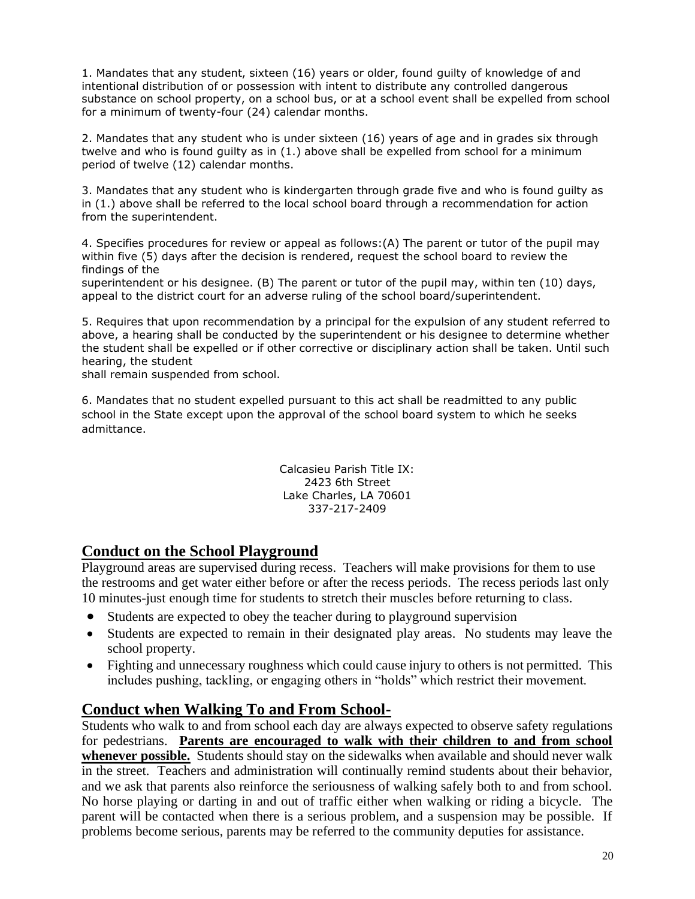1. Mandates that any student, sixteen (16) years or older, found guilty of knowledge of and intentional distribution of or possession with intent to distribute any controlled dangerous substance on school property, on a school bus, or at a school event shall be expelled from school for a minimum of twenty-four (24) calendar months.

2. Mandates that any student who is under sixteen (16) years of age and in grades six through twelve and who is found guilty as in (1.) above shall be expelled from school for a minimum period of twelve (12) calendar months.

3. Mandates that any student who is kindergarten through grade five and who is found guilty as in (1.) above shall be referred to the local school board through a recommendation for action from the superintendent.

4. Specifies procedures for review or appeal as follows:(A) The parent or tutor of the pupil may within five (5) days after the decision is rendered, request the school board to review the findings of the superintendent or his designee. (B) The parent or tutor of the pupil may, within ten (10) days, appeal to the district court for an adverse ruling of the school board/superintendent.

5. Requires that upon recommendation by a principal for the expulsion of any student referred to above, a hearing shall be conducted by the superintendent or his designee to determine whether the student shall be expelled or if other corrective or disciplinary action shall be taken. Until such hearing, the student shall remain suspended from school.

6. Mandates that no student expelled pursuant to this act shall be readmitted to any public school in the State except upon the approval of the school board system to which he seeks admittance.

Calcasieu Parish Title IX:
2423 6th Street
Lake Charles, LA 70601
337-217-2409

## Conduct on the School Playground

Playground areas are supervised during recess. Teachers will make provisions for them to use the restrooms and get water either before or after the recess periods. The recess periods last only 10 minutes-just enough time for students to stretch their muscles before returning to class.

- Students are expected to obey the teacher during to playground supervision
- Students are expected to remain in their designated play areas. No students may leave the school property.
- Fighting and unnecessary roughness which could cause injury to others is not permitted. This includes pushing, tackling, or engaging others in "holds" which restrict their movement.

## Conduct when Walking To and From School-

Students who walk to and from school each day are always expected to observe safety regulations for pedestrians. **Parents are encouraged to walk with their children to and from school whenever possible.** Students should stay on the sidewalks when available and should never walk in the street. Teachers and administration will continually remind students about their behavior, and we ask that parents also reinforce the seriousness of walking safely both to and from school. No horse playing or darting in and out of traffic either when walking or riding a bicycle. The parent will be contacted when there is a serious problem, and a suspension may be possible. If problems become serious, parents may be referred to the community deputies for assistance.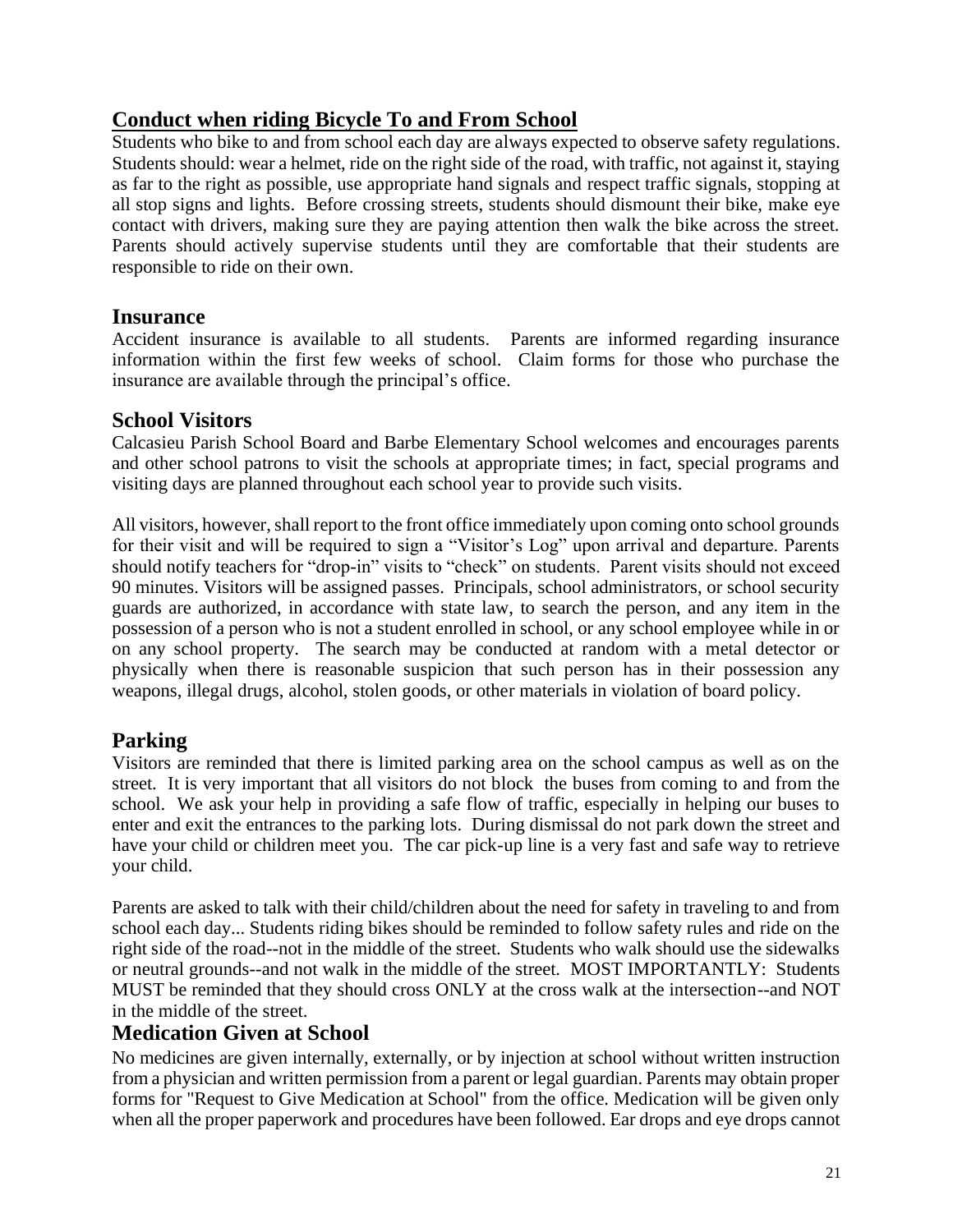## Conduct when riding Bicycle To and From School

Students who bike to and from school each day are always expected to observe safety regulations. Students should: wear a helmet, ride on the right side of the road, with traffic, not against it, staying as far to the right as possible, use appropriate hand signals and respect traffic signals, stopping at all stop signs and lights. Before crossing streets, students should dismount their bike, make eye contact with drivers, making sure they are paying attention then walk the bike across the street. Parents should actively supervise students until they are comfortable that their students are responsible to ride on their own.

## Insurance

Accident insurance is available to all students. Parents are informed regarding insurance information within the first few weeks of school. Claim forms for those who purchase the insurance are available through the principal's office.

## School Visitors

Calcasieu Parish School Board and Barbe Elementary School welcomes and encourages parents and other school patrons to visit the schools at appropriate times; in fact, special programs and visiting days are planned throughout each school year to provide such visits.

All visitors, however, shall report to the front office immediately upon coming onto school grounds for their visit and will be required to sign a "Visitor's Log" upon arrival and departure. Parents should notify teachers for "drop-in" visits to "check" on students. Parent visits should not exceed 90 minutes. Visitors will be assigned passes. Principals, school administrators, or school security guards are authorized, in accordance with state law, to search the person, and any item in the possession of a person who is not a student enrolled in school, or any school employee while in or on any school property. The search may be conducted at random with a metal detector or physically when there is reasonable suspicion that such person has in their possession any weapons, illegal drugs, alcohol, stolen goods, or other materials in violation of board policy.

## Parking

Visitors are reminded that there is limited parking area on the school campus as well as on the street. It is very important that all visitors do not block the buses from coming to and from the school. We ask your help in providing a safe flow of traffic, especially in helping our buses to enter and exit the entrances to the parking lots. During dismissal do not park down the street and have your child or children meet you. The car pick-up line is a very fast and safe way to retrieve your child.

Parents are asked to talk with their child/children about the need for safety in traveling to and from school each day... Students riding bikes should be reminded to follow safety rules and ride on the right side of the road--not in the middle of the street. Students who walk should use the sidewalks or neutral grounds--and not walk in the middle of the street. MOST IMPORTANTLY: Students MUST be reminded that they should cross ONLY at the cross walk at the intersection--and NOT in the middle of the street.

## Medication Given at School

No medicines are given internally, externally, or by injection at school without written instruction from a physician and written permission from a parent or legal guardian. Parents may obtain proper forms for "Request to Give Medication at School" from the office. Medication will be given only when all the proper paperwork and procedures have been followed. Ear drops and eye drops cannot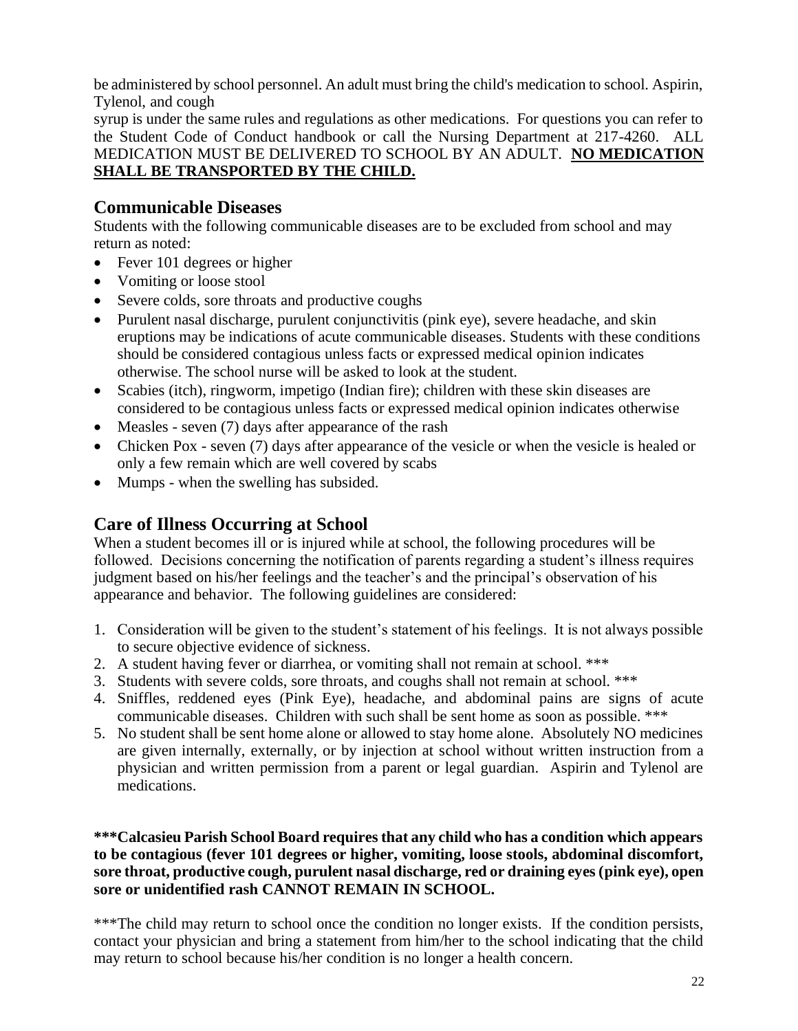be administered by school personnel. An adult must bring the child's medication to school. Aspirin, Tylenol, and cough

syrup is under the same rules and regulations as other medications. For questions you can refer to the Student Code of Conduct handbook or call the Nursing Department at 217-4260. ALL MEDICATION MUST BE DELIVERED TO SCHOOL BY AN ADULT. **NO MEDICATION SHALL BE TRANSPORTED BY THE CHILD.**

## Communicable Diseases

Students with the following communicable diseases are to be excluded from school and may return as noted:

- Fever 101 degrees or higher
- Vomiting or loose stool
- Severe colds, sore throats and productive coughs
- Purulent nasal discharge, purulent conjunctivitis (pink eye), severe headache, and skin eruptions may be indications of acute communicable diseases. Students with these conditions should be considered contagious unless facts or expressed medical opinion indicates otherwise. The school nurse will be asked to look at the student.
- Scabies (itch), ringworm, impetigo (Indian fire); children with these skin diseases are considered to be contagious unless facts or expressed medical opinion indicates otherwise
- Measles - seven (7) days after appearance of the rash
- Chicken Pox - seven (7) days after appearance of the vesicle or when the vesicle is healed or only a few remain which are well covered by scabs
- Mumps - when the swelling has subsided.

## Care of Illness Occurring at School

When a student becomes ill or is injured while at school, the following procedures will be followed. Decisions concerning the notification of parents regarding a student's illness requires judgment based on his/her feelings and the teacher's and the principal's observation of his appearance and behavior. The following guidelines are considered:

1. Consideration will be given to the student's statement of his feelings. It is not always possible to secure objective evidence of sickness.
2. A student having fever or diarrhea, or vomiting shall not remain at school. ***
3. Students with severe colds, sore throats, and coughs shall not remain at school. ***
4. Sniffles, reddened eyes (Pink Eye), headache, and abdominal pains are signs of acute communicable diseases. Children with such shall be sent home as soon as possible. ***
5. No student shall be sent home alone or allowed to stay home alone. Absolutely NO medicines are given internally, externally, or by injection at school without written instruction from a physician and written permission from a parent or legal guardian. Aspirin and Tylenol are medications.

**\*\*\*Calcasieu Parish School Board requires that any child who has a condition which appears to be contagious (fever 101 degrees or higher, vomiting, loose stools, abdominal discomfort, sore throat, productive cough, purulent nasal discharge, red or draining eyes (pink eye), open sore or unidentified rash CANNOT REMAIN IN SCHOOL.**

***The child may return to school once the condition no longer exists. If the condition persists, contact your physician and bring a statement from him/her to the school indicating that the child may return to school because his/her condition is no longer a health concern.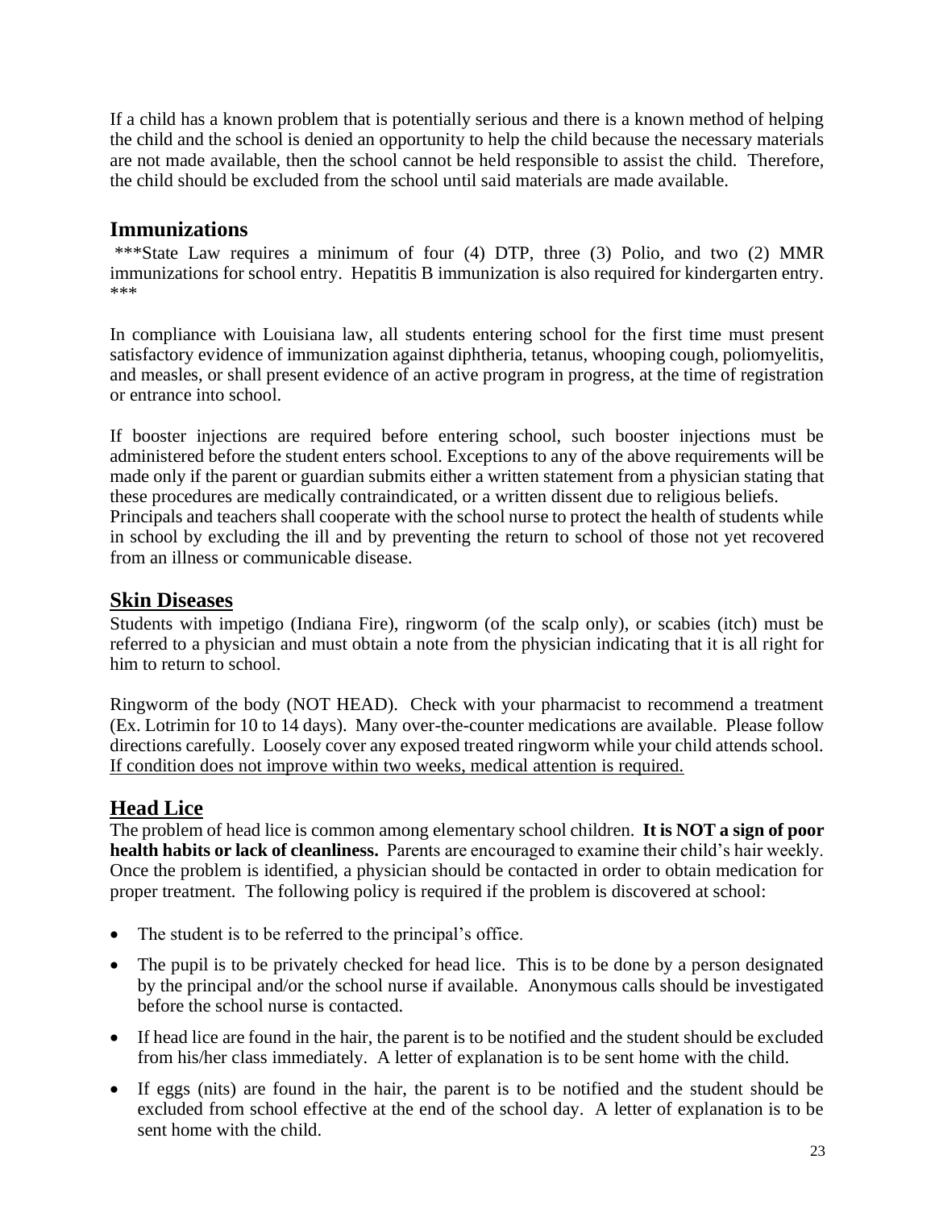If a child has a known problem that is potentially serious and there is a known method of helping the child and the school is denied an opportunity to help the child because the necessary materials are not made available, then the school cannot be held responsible to assist the child. Therefore, the child should be excluded from the school until said materials are made available.

## Immunizations

***State Law requires a minimum of four (4) DTP, three (3) Polio, and two (2) MMR immunizations for school entry. Hepatitis B immunization is also required for kindergarten entry. ***

In compliance with Louisiana law, all students entering school for the first time must present satisfactory evidence of immunization against diphtheria, tetanus, whooping cough, poliomyelitis, and measles, or shall present evidence of an active program in progress, at the time of registration or entrance into school.

If booster injections are required before entering school, such booster injections must be administered before the student enters school. Exceptions to any of the above requirements will be made only if the parent or guardian submits either a written statement from a physician stating that these procedures are medically contraindicated, or a written dissent due to religious beliefs.
Principals and teachers shall cooperate with the school nurse to protect the health of students while in school by excluding the ill and by preventing the return to school of those not yet recovered from an illness or communicable disease.

## <u>Skin Diseases</u>

Students with impetigo (Indiana Fire), ringworm (of the scalp only), or scabies (itch) must be referred to a physician and must obtain a note from the physician indicating that it is all right for him to return to school.

Ringworm of the body (NOT HEAD). Check with your pharmacist to recommend a treatment (Ex. Lotrimin for 10 to 14 days). Many over-the-counter medications are available. Please follow directions carefully. Loosely cover any exposed treated ringworm while your child attends school. <u>If condition does not improve within two weeks, medical attention is required.</u>

## <u>Head Lice</u>

The problem of head lice is common among elementary school children. **It is NOT a sign of poor health habits or lack of cleanliness.** Parents are encouraged to examine their child's hair weekly. Once the problem is identified, a physician should be contacted in order to obtain medication for proper treatment. The following policy is required if the problem is discovered at school:

- The student is to be referred to the principal's office.
- The pupil is to be privately checked for head lice. This is to be done by a person designated by the principal and/or the school nurse if available. Anonymous calls should be investigated before the school nurse is contacted.
- If head lice are found in the hair, the parent is to be notified and the student should be excluded from his/her class immediately. A letter of explanation is to be sent home with the child.
- If eggs (nits) are found in the hair, the parent is to be notified and the student should be excluded from school effective at the end of the school day. A letter of explanation is to be sent home with the child.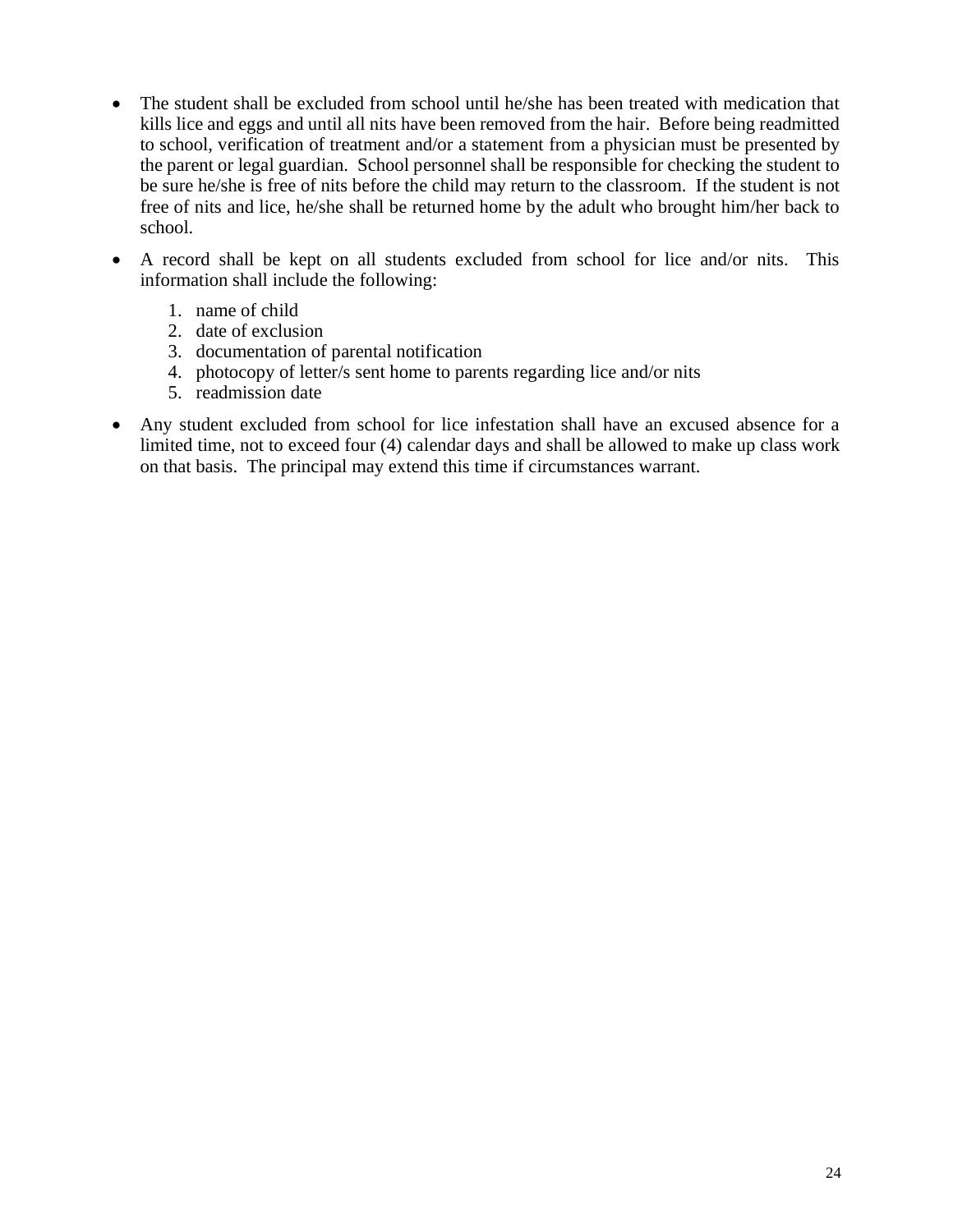- The student shall be excluded from school until he/she has been treated with medication that kills lice and eggs and until all nits have been removed from the hair. Before being readmitted to school, verification of treatment and/or a statement from a physician must be presented by the parent or legal guardian. School personnel shall be responsible for checking the student to be sure he/she is free of nits before the child may return to the classroom. If the student is not free of nits and lice, he/she shall be returned home by the adult who brought him/her back to school.

- A record shall be kept on all students excluded from school for lice and/or nits. This information shall include the following:

    1. name of child
    2. date of exclusion
    3. documentation of parental notification
    4. photocopy of letter/s sent home to parents regarding lice and/or nits
    5. readmission date

- Any student excluded from school for lice infestation shall have an excused absence for a limited time, not to exceed four (4) calendar days and shall be allowed to make up class work on that basis. The principal may extend this time if circumstances warrant.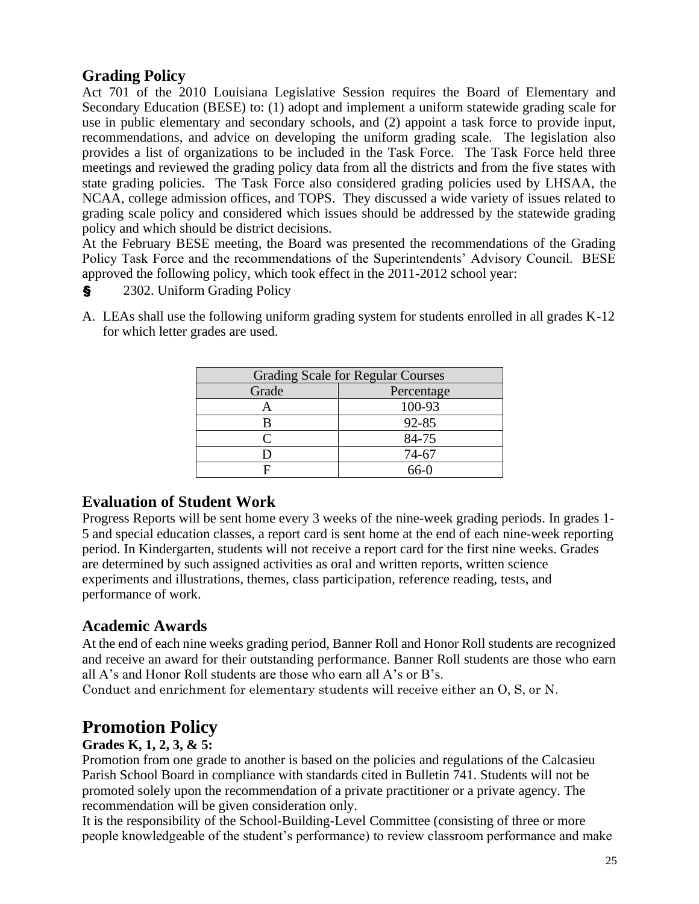## Grading Policy

Act 701 of the 2010 Louisiana Legislative Session requires the Board of Elementary and Secondary Education (BESE) to: (1) adopt and implement a uniform statewide grading scale for use in public elementary and secondary schools, and (2) appoint a task force to provide input, recommendations, and advice on developing the uniform grading scale. The legislation also provides a list of organizations to be included in the Task Force. The Task Force held three meetings and reviewed the grading policy data from all the districts and from the five states with state grading policies. The Task Force also considered grading policies used by LHSAA, the NCAA, college admission offices, and TOPS. They discussed a wide variety of issues related to grading scale policy and considered which issues should be addressed by the statewide grading policy and which should be district decisions.

At the February BESE meeting, the Board was presented the recommendations of the Grading Policy Task Force and the recommendations of the Superintendents' Advisory Council. BESE approved the following policy, which took effect in the 2011-2012 school year:

§ 2302. Uniform Grading Policy

A. LEAs shall use the following uniform grading system for students enrolled in all grades K-12 for which letter grades are used.

| Grading Scale for Regular Courses | |
|---|---|
| Grade | Percentage |
| A | 100-93 |
| B | 92-85 |
| C | 84-75 |
| D | 74-67 |
| F | 66-0 |

## Evaluation of Student Work

Progress Reports will be sent home every 3 weeks of the nine-week grading periods. In grades 1-5 and special education classes, a report card is sent home at the end of each nine-week reporting period. In Kindergarten, students will not receive a report card for the first nine weeks. Grades are determined by such assigned activities as oral and written reports, written science experiments and illustrations, themes, class participation, reference reading, tests, and performance of work.

## Academic Awards

At the end of each nine weeks grading period, Banner Roll and Honor Roll students are recognized and receive an award for their outstanding performance. Banner Roll students are those who earn all A's and Honor Roll students are those who earn all A's or B's.

Conduct and enrichment for elementary students will receive either an O, S, or N.

# Promotion Policy

**Grades K, 1, 2, 3, & 5:**

Promotion from one grade to another is based on the policies and regulations of the Calcasieu Parish School Board in compliance with standards cited in Bulletin 741. Students will not be promoted solely upon the recommendation of a private practitioner or a private agency. The recommendation will be given consideration only.

It is the responsibility of the School-Building-Level Committee (consisting of three or more people knowledgeable of the student's performance) to review classroom performance and make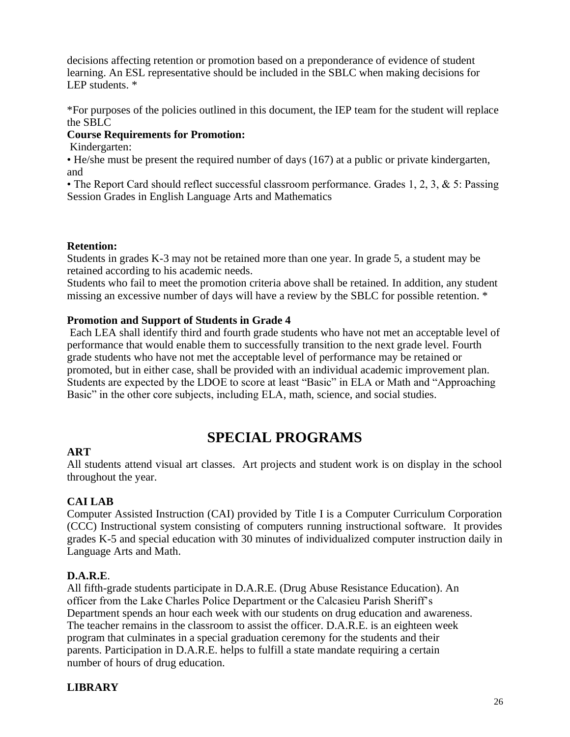decisions affecting retention or promotion based on a preponderance of evidence of student learning. An ESL representative should be included in the SBLC when making decisions for LEP students. *

*For purposes of the policies outlined in this document, the IEP team for the student will replace the SBLC

**Course Requirements for Promotion:**

Kindergarten:

• He/she must be present the required number of days (167) at a public or private kindergarten, and

• The Report Card should reflect successful classroom performance. Grades 1, 2, 3, & 5: Passing Session Grades in English Language Arts and Mathematics

**Retention:**

Students in grades K-3 may not be retained more than one year. In grade 5, a student may be retained according to his academic needs.

Students who fail to meet the promotion criteria above shall be retained. In addition, any student missing an excessive number of days will have a review by the SBLC for possible retention. *

**Promotion and Support of Students in Grade 4**

Each LEA shall identify third and fourth grade students who have not met an acceptable level of performance that would enable them to successfully transition to the next grade level. Fourth grade students who have not met the acceptable level of performance may be retained or promoted, but in either case, shall be provided with an individual academic improvement plan. Students are expected by the LDOE to score at least "Basic" in ELA or Math and "Approaching Basic" in the other core subjects, including ELA, math, science, and social studies.

# SPECIAL PROGRAMS

**ART**

All students attend visual art classes. Art projects and student work is on display in the school throughout the year.

**CAI LAB**

Computer Assisted Instruction (CAI) provided by Title I is a Computer Curriculum Corporation (CCC) Instructional system consisting of computers running instructional software. It provides grades K-5 and special education with 30 minutes of individualized computer instruction daily in Language Arts and Math.

**D.A.R.E**.

All fifth-grade students participate in D.A.R.E. (Drug Abuse Resistance Education). An officer from the Lake Charles Police Department or the Calcasieu Parish Sheriff's Department spends an hour each week with our students on drug education and awareness. The teacher remains in the classroom to assist the officer. D.A.R.E. is an eighteen week program that culminates in a special graduation ceremony for the students and their parents. Participation in D.A.R.E. helps to fulfill a state mandate requiring a certain number of hours of drug education.

**LIBRARY**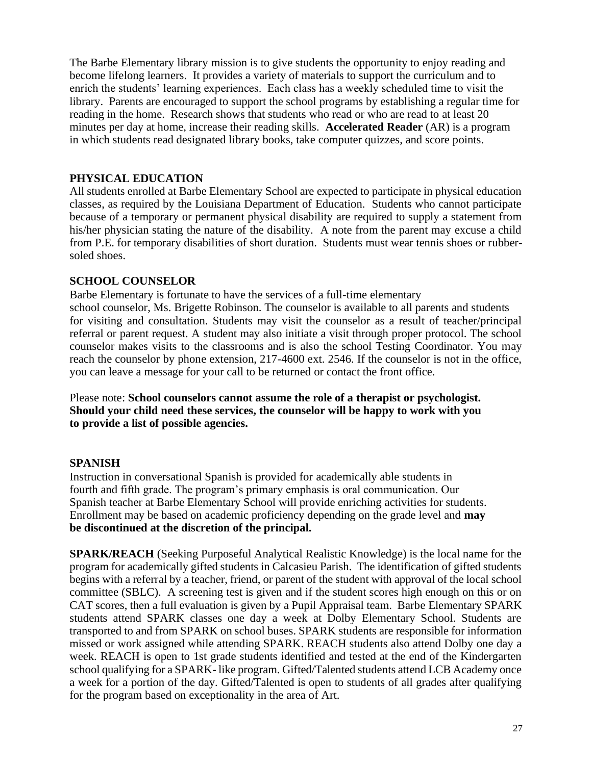The Barbe Elementary library mission is to give students the opportunity to enjoy reading and become lifelong learners. It provides a variety of materials to support the curriculum and to enrich the students' learning experiences. Each class has a weekly scheduled time to visit the library. Parents are encouraged to support the school programs by establishing a regular time for reading in the home. Research shows that students who read or who are read to at least 20 minutes per day at home, increase their reading skills. **Accelerated Reader** (AR) is a program in which students read designated library books, take computer quizzes, and score points.

## PHYSICAL EDUCATION

All students enrolled at Barbe Elementary School are expected to participate in physical education classes, as required by the Louisiana Department of Education. Students who cannot participate because of a temporary or permanent physical disability are required to supply a statement from his/her physician stating the nature of the disability. A note from the parent may excuse a child from P.E. for temporary disabilities of short duration. Students must wear tennis shoes or rubber-soled shoes.

## SCHOOL COUNSELOR

Barbe Elementary is fortunate to have the services of a full-time elementary school counselor, Ms. Brigette Robinson. The counselor is available to all parents and students for visiting and consultation. Students may visit the counselor as a result of teacher/principal referral or parent request. A student may also initiate a visit through proper protocol. The school counselor makes visits to the classrooms and is also the school Testing Coordinator. You may reach the counselor by phone extension, 217-4600 ext. 2546. If the counselor is not in the office, you can leave a message for your call to be returned or contact the front office.

Please note: **School counselors cannot assume the role of a therapist or psychologist. Should your child need these services, the counselor will be happy to work with you to provide a list of possible agencies.**

## SPANISH

Instruction in conversational Spanish is provided for academically able students in fourth and fifth grade. The program's primary emphasis is oral communication. Our Spanish teacher at Barbe Elementary School will provide enriching activities for students. Enrollment may be based on academic proficiency depending on the grade level and **may be discontinued at the discretion of the principal.**

**SPARK/REACH** (Seeking Purposeful Analytical Realistic Knowledge) is the local name for the program for academically gifted students in Calcasieu Parish. The identification of gifted students begins with a referral by a teacher, friend, or parent of the student with approval of the local school committee (SBLC). A screening test is given and if the student scores high enough on this or on CAT scores, then a full evaluation is given by a Pupil Appraisal team. Barbe Elementary SPARK students attend SPARK classes one day a week at Dolby Elementary School. Students are transported to and from SPARK on school buses. SPARK students are responsible for information missed or work assigned while attending SPARK. REACH students also attend Dolby one day a week. REACH is open to 1st grade students identified and tested at the end of the Kindergarten school qualifying for a SPARK- like program. Gifted/Talented students attend LCB Academy once a week for a portion of the day. Gifted/Talented is open to students of all grades after qualifying for the program based on exceptionality in the area of Art.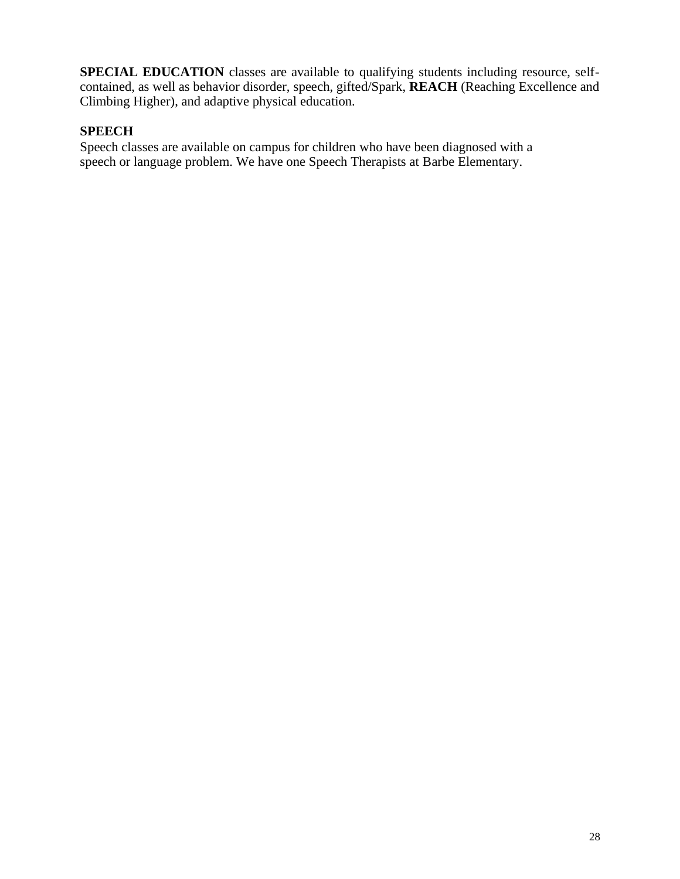**SPECIAL EDUCATION** classes are available to qualifying students including resource, self-contained, as well as behavior disorder, speech, gifted/Spark, **REACH** (Reaching Excellence and Climbing Higher), and adaptive physical education.

## SPEECH

Speech classes are available on campus for children who have been diagnosed with a speech or language problem. We have one Speech Therapists at Barbe Elementary.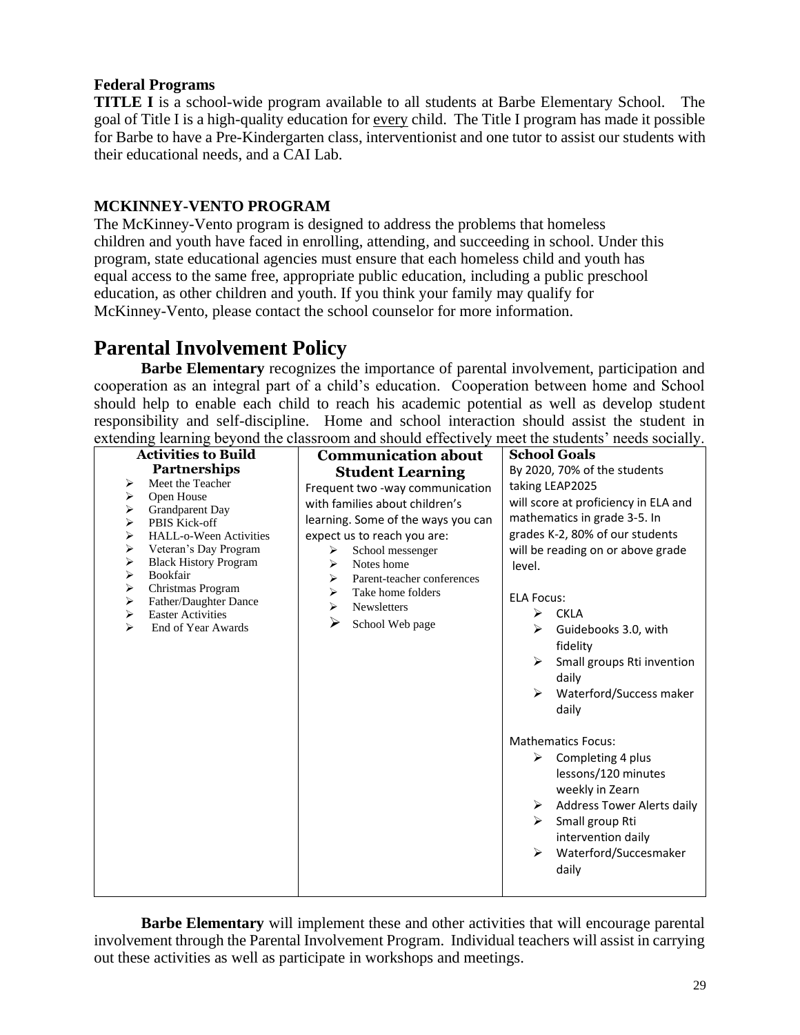**Federal Programs**

**TITLE I** is a school-wide program available to all students at Barbe Elementary School. The goal of Title I is a high-quality education for every child. The Title I program has made it possible for Barbe to have a Pre-Kindergarten class, interventionist and one tutor to assist our students with their educational needs, and a CAI Lab.

**MCKINNEY-VENTO PROGRAM**

The McKinney-Vento program is designed to address the problems that homeless children and youth have faced in enrolling, attending, and succeeding in school. Under this program, state educational agencies must ensure that each homeless child and youth has equal access to the same free, appropriate public education, including a public preschool education, as other children and youth. If you think your family may qualify for McKinney-Vento, please contact the school counselor for more information.

# Parental Involvement Policy

**Barbe Elementary** recognizes the importance of parental involvement, participation and cooperation as an integral part of a child's education. Cooperation between home and School should help to enable each child to reach his academic potential as well as develop student responsibility and self-discipline. Home and school interaction should assist the student in extending learning beyond the classroom and should effectively meet the students' needs socially.

| Activities to Build Partnerships | Communication about Student Learning | School Goals |
|---|---|---|
| ➢ Meet the Teacher<br>➢ Open House<br>➢ Grandparent Day<br>➢ PBIS Kick-off<br>➢ HALL-o-Ween Activities<br>➢ Veteran's Day Program<br>➢ Black History Program<br>➢ Bookfair<br>➢ Christmas Program<br>➢ Father/Daughter Dance<br>➢ Easter Activities<br>➢ End of Year Awards | Frequent two -way communication with families about children's learning. Some of the ways you can expect us to reach you are:<br>➢ School messenger<br>➢ Notes home<br>➢ Parent-teacher conferences<br>➢ Take home folders<br>➢ Newsletters<br>➢ School Web page | By 2020, 70% of the students taking LEAP2025 will score at proficiency in ELA and mathematics in grade 3-5. In grades K-2, 80% of our students will be reading on or above grade level.<br><br>ELA Focus:<br>➢ CKLA<br>➢ Guidebooks 3.0, with fidelity<br>➢ Small groups Rti invention daily<br>➢ Waterford/Success maker daily<br><br>Mathematics Focus:<br>➢ Completing 4 plus lessons/120 minutes weekly in Zearn<br>➢ Address Tower Alerts daily<br>➢ Small group Rti intervention daily<br>➢ Waterford/Succesmaker daily |

**Barbe Elementary** will implement these and other activities that will encourage parental involvement through the Parental Involvement Program. Individual teachers will assist in carrying out these activities as well as participate in workshops and meetings.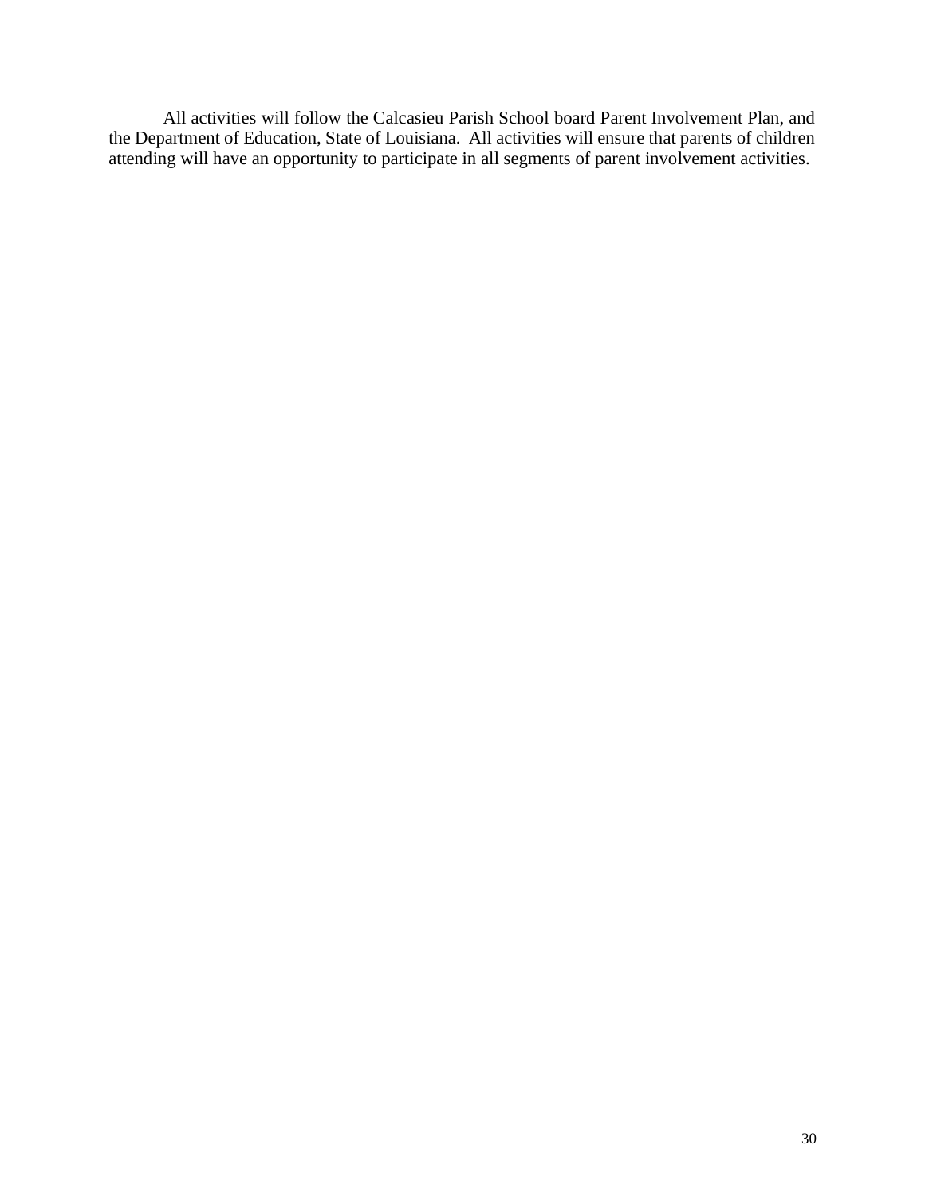All activities will follow the Calcasieu Parish School board Parent Involvement Plan, and the Department of Education, State of Louisiana. All activities will ensure that parents of children attending will have an opportunity to participate in all segments of parent involvement activities.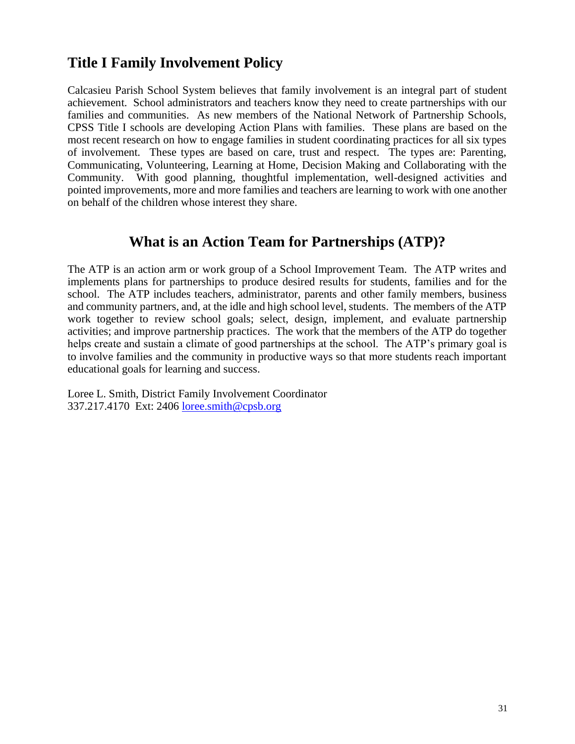## Title I Family Involvement Policy

Calcasieu Parish School System believes that family involvement is an integral part of student achievement. School administrators and teachers know they need to create partnerships with our families and communities. As new members of the National Network of Partnership Schools, CPSS Title I schools are developing Action Plans with families. These plans are based on the most recent research on how to engage families in student coordinating practices for all six types of involvement. These types are based on care, trust and respect. The types are: Parenting, Communicating, Volunteering, Learning at Home, Decision Making and Collaborating with the Community. With good planning, thoughtful implementation, well-designed activities and pointed improvements, more and more families and teachers are learning to work with one another on behalf of the children whose interest they share.

## What is an Action Team for Partnerships (ATP)?

The ATP is an action arm or work group of a School Improvement Team. The ATP writes and implements plans for partnerships to produce desired results for students, families and for the school. The ATP includes teachers, administrator, parents and other family members, business and community partners, and, at the idle and high school level, students. The members of the ATP work together to review school goals; select, design, implement, and evaluate partnership activities; and improve partnership practices. The work that the members of the ATP do together helps create and sustain a climate of good partnerships at the school. The ATP's primary goal is to involve families and the community in productive ways so that more students reach important educational goals for learning and success.

Loree L. Smith, District Family Involvement Coordinator
337.217.4170 Ext: 2406 [loree.smith@cpsb.org](mailto:loree.smith@cpsb.org)